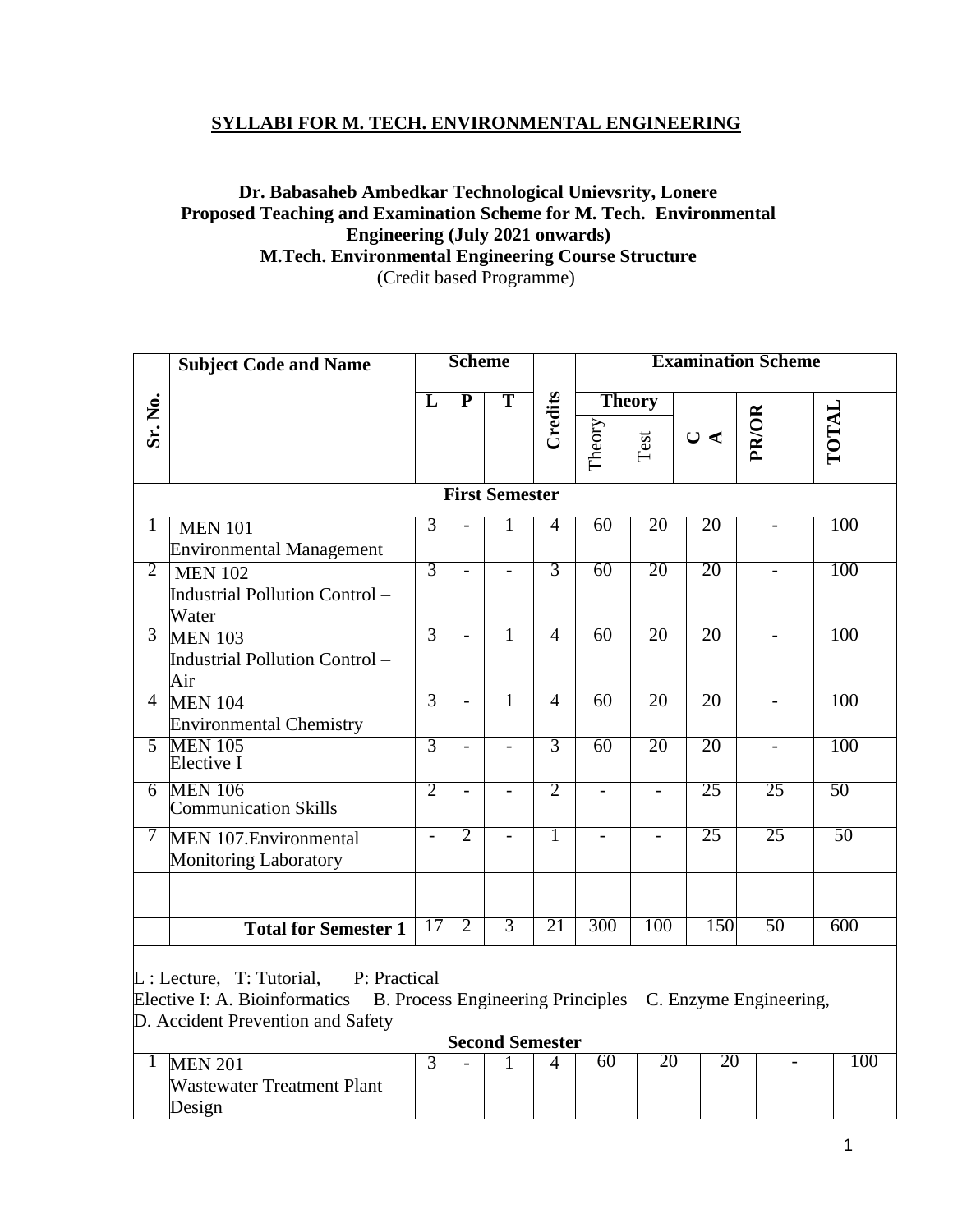## SYLLABI FOR M. TECH. ENVIRONMENTAL ENGINEERING

**Dr. Babasaheb Ambedkar Technological Unievsrity, Lonere**
**Proposed Teaching and Examination Scheme for M. Tech. Environmental Engineering (July 2021 onwards)**
**M.Tech. Environmental Engineering Course Structure**
(Credit based Programme)

| Sr. No. | Subject Code and Name | Scheme | | | Credits | Examination Scheme | | | | |
|---|---|---|---|---|---|---|---|---|---|---|
| | | L | P | T | | Theory | | C A | PR/OR | TOTAL |
| | | | | | | Theory | Test | | | |
| **First Semester** | | | | | | | | | | |
| 1 | MEN 101 Environmental Management | 3 | - | 1 | 4 | 60 | 20 | 20 | - | 100 |
| 2 | MEN 102 Industrial Pollution Control – Water | 3 | - | - | 3 | 60 | 20 | 20 | - | 100 |
| 3 | MEN 103 Industrial Pollution Control – Air | 3 | - | 1 | 4 | 60 | 20 | 20 | - | 100 |
| 4 | MEN 104 Environmental Chemistry | 3 | - | 1 | 4 | 60 | 20 | 20 | - | 100 |
| 5 | MEN 105 Elective I | 3 | - | - | 3 | 60 | 20 | 20 | - | 100 |
| 6 | MEN 106 Communication Skills | 2 | - | - | 2 | - | - | 25 | 25 | 50 |
| 7 | MEN 107.Environmental Monitoring Laboratory | - | 2 | - | 1 | - | - | 25 | 25 | 50 |
| | | | | | | | | | | |
| | **Total for Semester 1** | 17 | 2 | 3 | 21 | 300 | 100 | 150 | 50 | 600 |

L : Lecture, T: Tutorial, P: Practical
Elective I: A. Bioinformatics B. Process Engineering Principles C. Enzyme Engineering, D. Accident Prevention and Safety

| Sr. No. | Subject Code and Name | L | P | T | Credits | Theory | Test | C A | PR/OR | TOTAL |
|---|---|---|---|---|---|---|---|---|---|---|
| **Second Semester** | | | | | | | | | | |
| 1 | MEN 201 Wastewater Treatment Plant Design | 3 | - | 1 | 4 | 60 | 20 | 20 | - | 100 |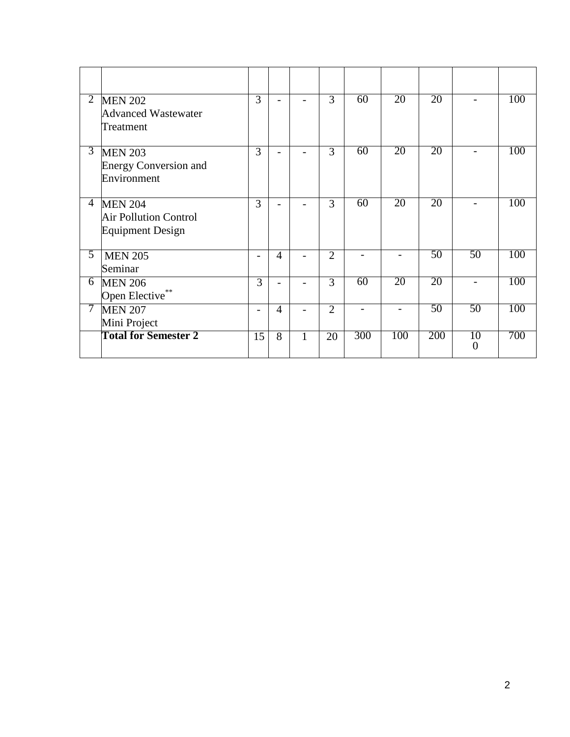| | | | | | | | | | | |
|---|---|---|---|---|---|---|---|---|---|---|
| 2 | MEN 202<br>Advanced Wastewater Treatment | 3 | - | - | 3 | 60 | 20 | 20 | - | 100 |
| 3 | MEN 203<br>Energy Conversion and Environment | 3 | - | - | 3 | 60 | 20 | 20 | - | 100 |
| 4 | MEN 204<br>Air Pollution Control Equipment Design | 3 | - | - | 3 | 60 | 20 | 20 | - | 100 |
| 5 | MEN 205<br>Seminar | - | 4 | - | 2 | - | - | 50 | 50 | 100 |
| 6 | MEN 206<br>Open Elective** | 3 | - | - | 3 | 60 | 20 | 20 | - | 100 |
| 7 | MEN 207<br>Mini Project | - | 4 | - | 2 | - | - | 50 | 50 | 100 |
| | **Total for Semester 2** | 15 | 8 | 1 | 20 | 300 | 100 | 200 | 100 | 700 |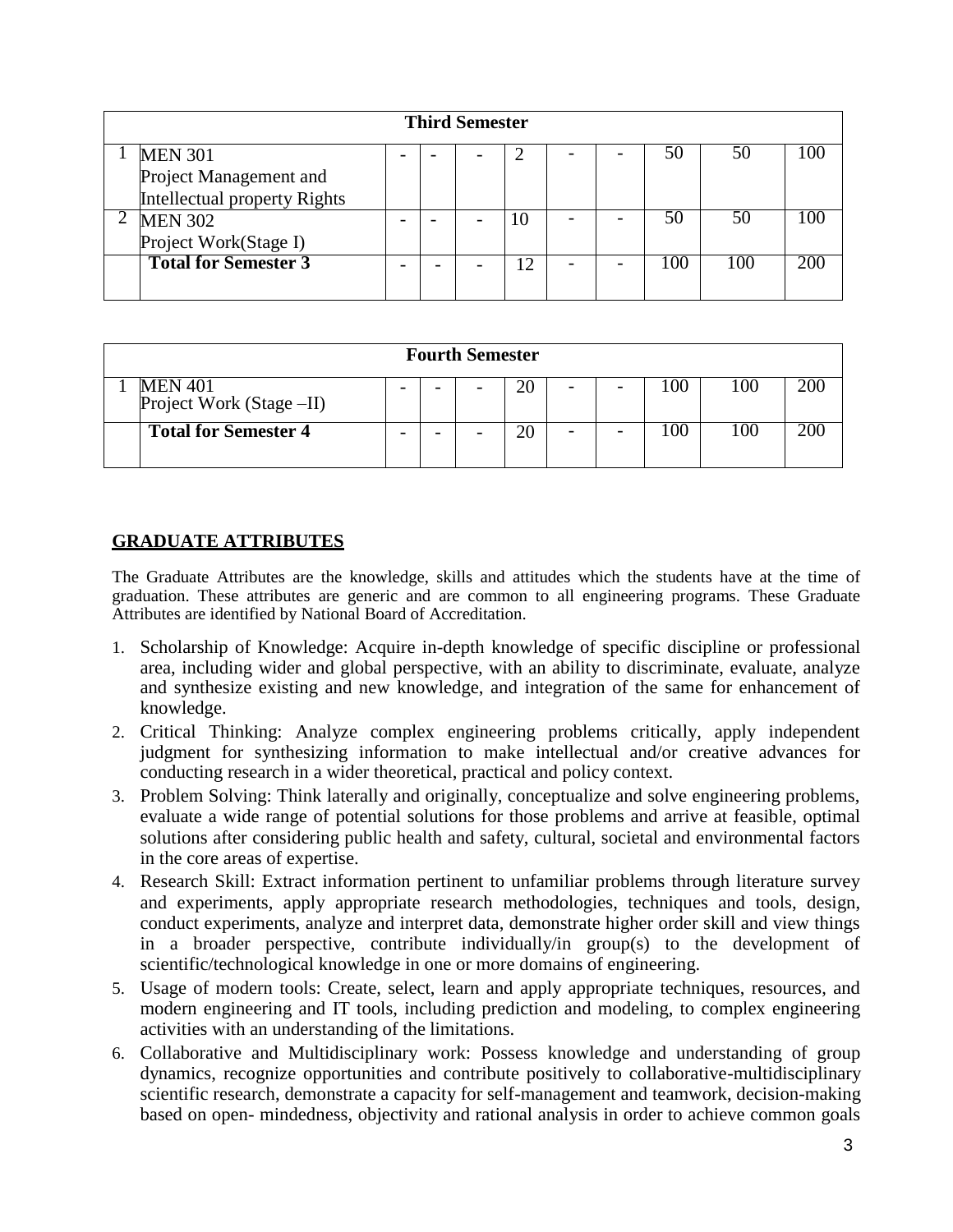| | | | | | | | | | | |
|---|---|---|---|---|---|---|---|---|---|---|
| **Third Semester** | | | | | | | | | | |
| 1 | MEN 301<br>Project Management and Intellectual property Rights | - | - | - | 2 | - | - | 50 | 50 | 100 |
| 2 | MEN 302<br>Project Work(Stage I) | - | - | - | 10 | - | - | 50 | 50 | 100 |
| | **Total for Semester 3** | - | - | - | 12 | - | - | 100 | 100 | 200 |

| | | | | | | | | | | |
|---|---|---|---|---|---|---|---|---|---|---|
| **Fourth Semester** | | | | | | | | | | |
| 1 | MEN 401<br>Project Work (Stage –II) | - | - | - | 20 | - | - | 100 | 100 | 200 |
| | **Total for Semester 4** | - | - | - | 20 | - | - | 100 | 100 | 200 |

## GRADUATE ATTRIBUTES

The Graduate Attributes are the knowledge, skills and attitudes which the students have at the time of graduation. These attributes are generic and are common to all engineering programs. These Graduate Attributes are identified by National Board of Accreditation.

1. Scholarship of Knowledge: Acquire in-depth knowledge of specific discipline or professional area, including wider and global perspective, with an ability to discriminate, evaluate, analyze and synthesize existing and new knowledge, and integration of the same for enhancement of knowledge.
2. Critical Thinking: Analyze complex engineering problems critically, apply independent judgment for synthesizing information to make intellectual and/or creative advances for conducting research in a wider theoretical, practical and policy context.
3. Problem Solving: Think laterally and originally, conceptualize and solve engineering problems, evaluate a wide range of potential solutions for those problems and arrive at feasible, optimal solutions after considering public health and safety, cultural, societal and environmental factors in the core areas of expertise.
4. Research Skill: Extract information pertinent to unfamiliar problems through literature survey and experiments, apply appropriate research methodologies, techniques and tools, design, conduct experiments, analyze and interpret data, demonstrate higher order skill and view things in a broader perspective, contribute individually/in group(s) to the development of scientific/technological knowledge in one or more domains of engineering.
5. Usage of modern tools: Create, select, learn and apply appropriate techniques, resources, and modern engineering and IT tools, including prediction and modeling, to complex engineering activities with an understanding of the limitations.
6. Collaborative and Multidisciplinary work: Possess knowledge and understanding of group dynamics, recognize opportunities and contribute positively to collaborative-multidisciplinary scientific research, demonstrate a capacity for self-management and teamwork, decision-making based on open- mindedness, objectivity and rational analysis in order to achieve common goals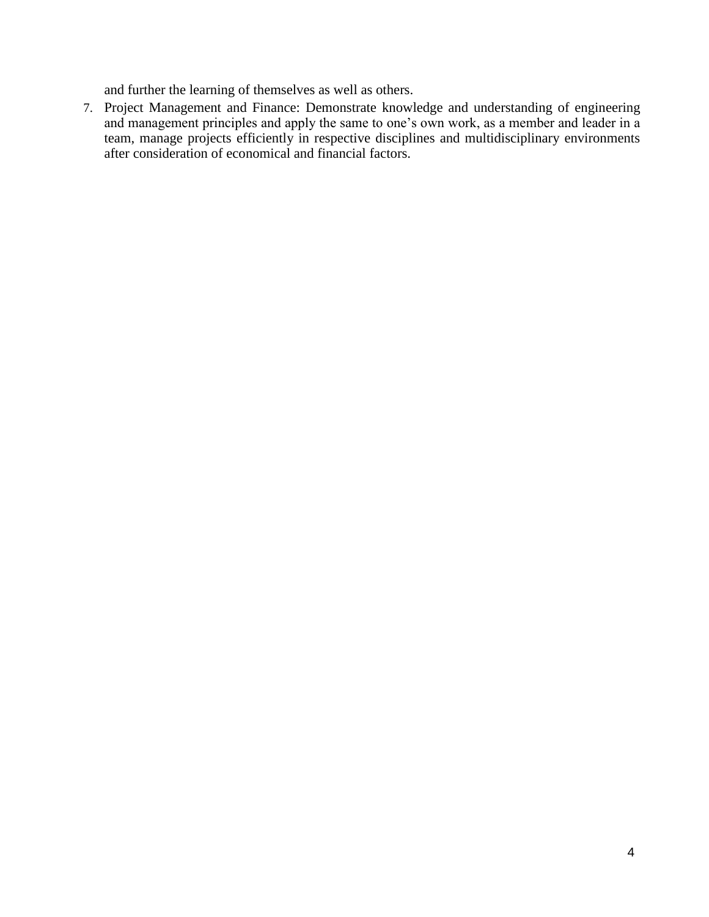and further the learning of themselves as well as others.

7. Project Management and Finance: Demonstrate knowledge and understanding of engineering and management principles and apply the same to one's own work, as a member and leader in a team, manage projects efficiently in respective disciplines and multidisciplinary environments after consideration of economical and financial factors.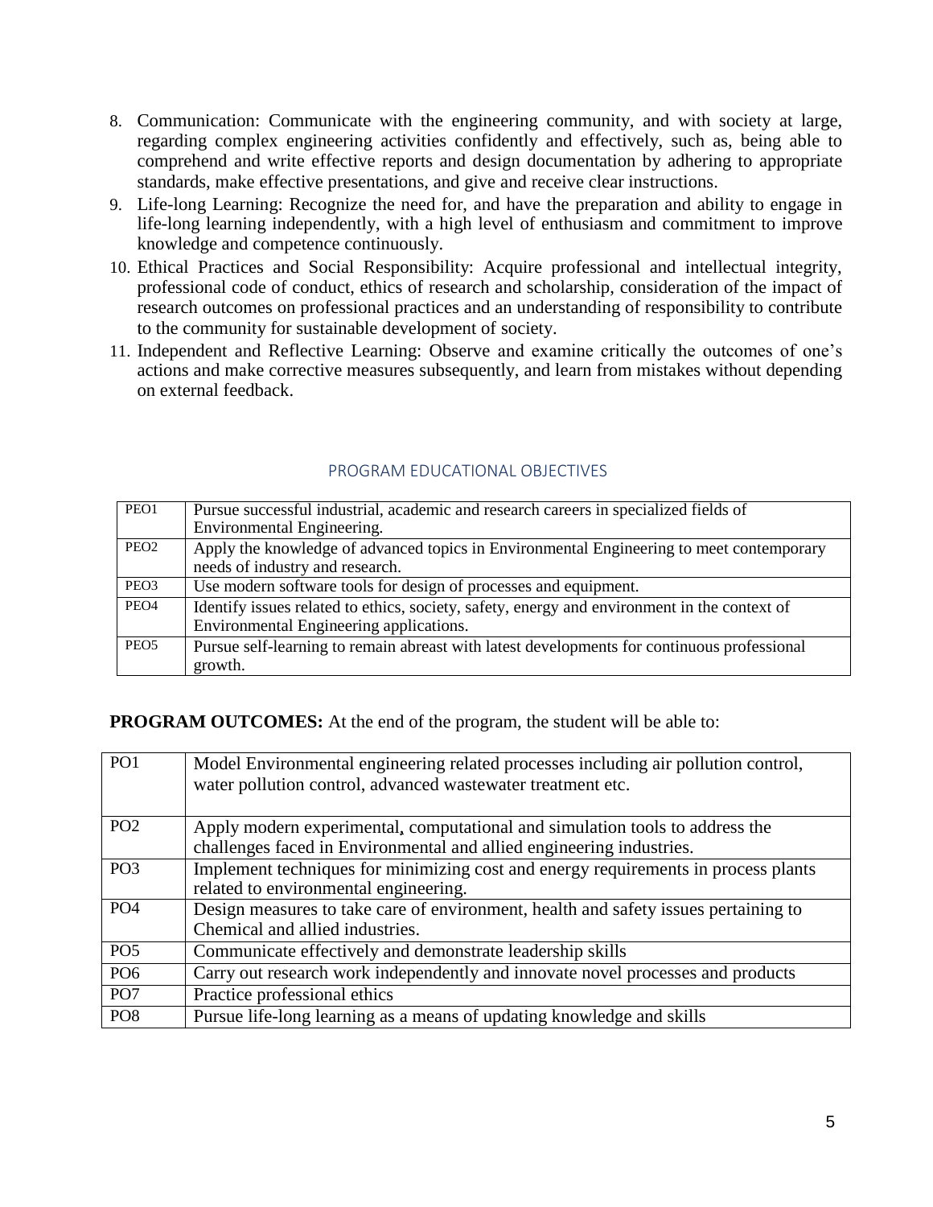8. Communication: Communicate with the engineering community, and with society at large, regarding complex engineering activities confidently and effectively, such as, being able to comprehend and write effective reports and design documentation by adhering to appropriate standards, make effective presentations, and give and receive clear instructions.
9. Life-long Learning: Recognize the need for, and have the preparation and ability to engage in life-long learning independently, with a high level of enthusiasm and commitment to improve knowledge and competence continuously.
10. Ethical Practices and Social Responsibility: Acquire professional and intellectual integrity, professional code of conduct, ethics of research and scholarship, consideration of the impact of research outcomes on professional practices and an understanding of responsibility to contribute to the community for sustainable development of society.
11. Independent and Reflective Learning: Observe and examine critically the outcomes of one's actions and make corrective measures subsequently, and learn from mistakes without depending on external feedback.

## PROGRAM EDUCATIONAL OBJECTIVES

| | |
|---|---|
| PEO1 | Pursue successful industrial, academic and research careers in specialized fields of Environmental Engineering. |
| PEO2 | Apply the knowledge of advanced topics in Environmental Engineering to meet contemporary needs of industry and research. |
| PEO3 | Use modern software tools for design of processes and equipment. |
| PEO4 | Identify issues related to ethics, society, safety, energy and environment in the context of Environmental Engineering applications. |
| PEO5 | Pursue self-learning to remain abreast with latest developments for continuous professional growth. |

**PROGRAM OUTCOMES:** At the end of the program, the student will be able to:

| | |
|---|---|
| PO1 | Model Environmental engineering related processes including air pollution control, water pollution control, advanced wastewater treatment etc. |
| PO2 | Apply modern experimental, computational and simulation tools to address the challenges faced in Environmental and allied engineering industries. |
| PO3 | Implement techniques for minimizing cost and energy requirements in process plants related to environmental engineering. |
| PO4 | Design measures to take care of environment, health and safety issues pertaining to Chemical and allied industries. |
| PO5 | Communicate effectively and demonstrate leadership skills |
| PO6 | Carry out research work independently and innovate novel processes and products |
| PO7 | Practice professional ethics |
| PO8 | Pursue life-long learning as a means of updating knowledge and skills |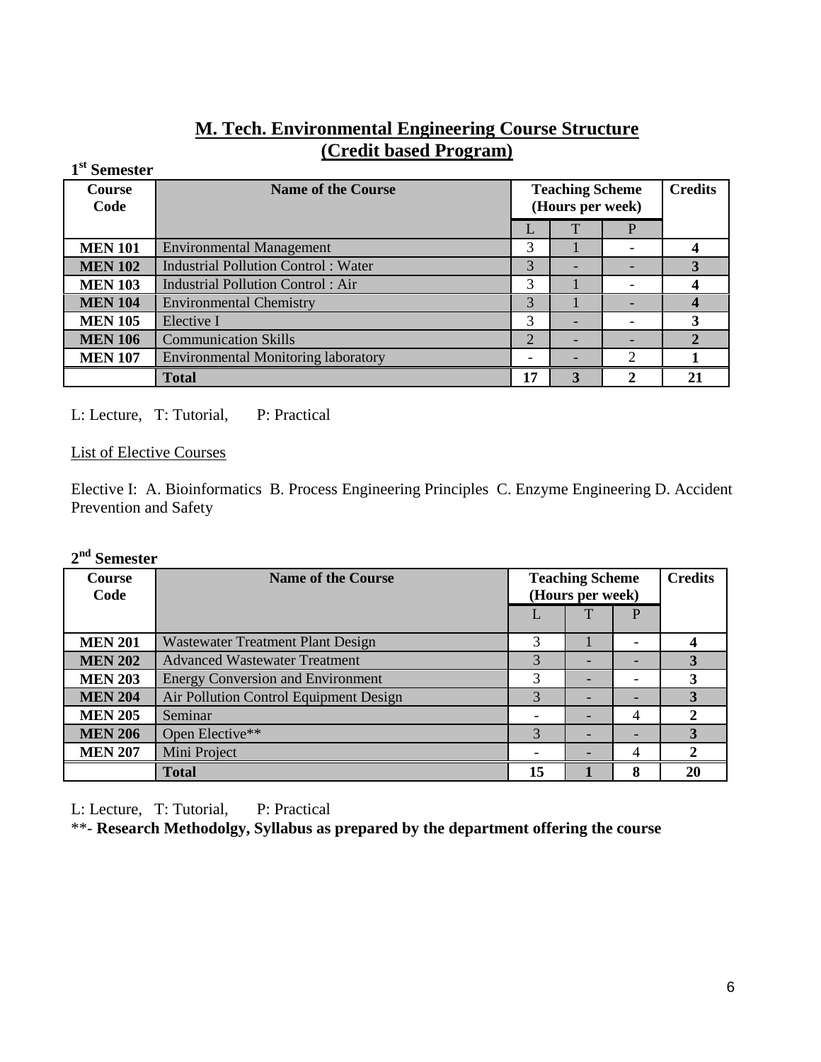# M. Tech. Environmental Engineering Course Structure (Credit based Program)

**1st Semester**

| Course Code | Name of the Course | Teaching Scheme (Hours per week) | | | Credits |
|---|---|---|---|---|---|
| | | L | T | P | |
| **MEN 101** | Environmental Management | 3 | 1 | - | **4** |
| **MEN 102** | Industrial Pollution Control : Water | 3 | - | - | **3** |
| **MEN 103** | Industrial Pollution Control : Air | 3 | 1 | - | **4** |
| **MEN 104** | Environmental Chemistry | 3 | 1 | - | **4** |
| **MEN 105** | Elective I | 3 | - | - | **3** |
| **MEN 106** | Communication Skills | 2 | - | - | **2** |
| **MEN 107** | Environmental Monitoring laboratory | - | - | 2 | **1** |
| | **Total** | **17** | **3** | **2** | **21** |

L: Lecture, T: Tutorial, P: Practical

List of Elective Courses

Elective I: A. Bioinformatics B. Process Engineering Principles C. Enzyme Engineering D. Accident Prevention and Safety

**2nd Semester**

| Course Code | Name of the Course | Teaching Scheme (Hours per week) | | | Credits |
|---|---|---|---|---|---|
| | | L | T | P | |
| **MEN 201** | Wastewater Treatment Plant Design | 3 | 1 | - | **4** |
| **MEN 202** | Advanced Wastewater Treatment | 3 | - | - | **3** |
| **MEN 203** | Energy Conversion and Environment | 3 | - | - | **3** |
| **MEN 204** | Air Pollution Control Equipment Design | 3 | - | - | **3** |
| **MEN 205** | Seminar | - | - | 4 | **2** |
| **MEN 206** | Open Elective** | 3 | - | - | **3** |
| **MEN 207** | Mini Project | - | - | 4 | **2** |
| | **Total** | **15** | **1** | **8** | **20** |

L: Lecture, T: Tutorial, P: Practical

**- **Research Methodolgy, Syllabus as prepared by the department offering the course**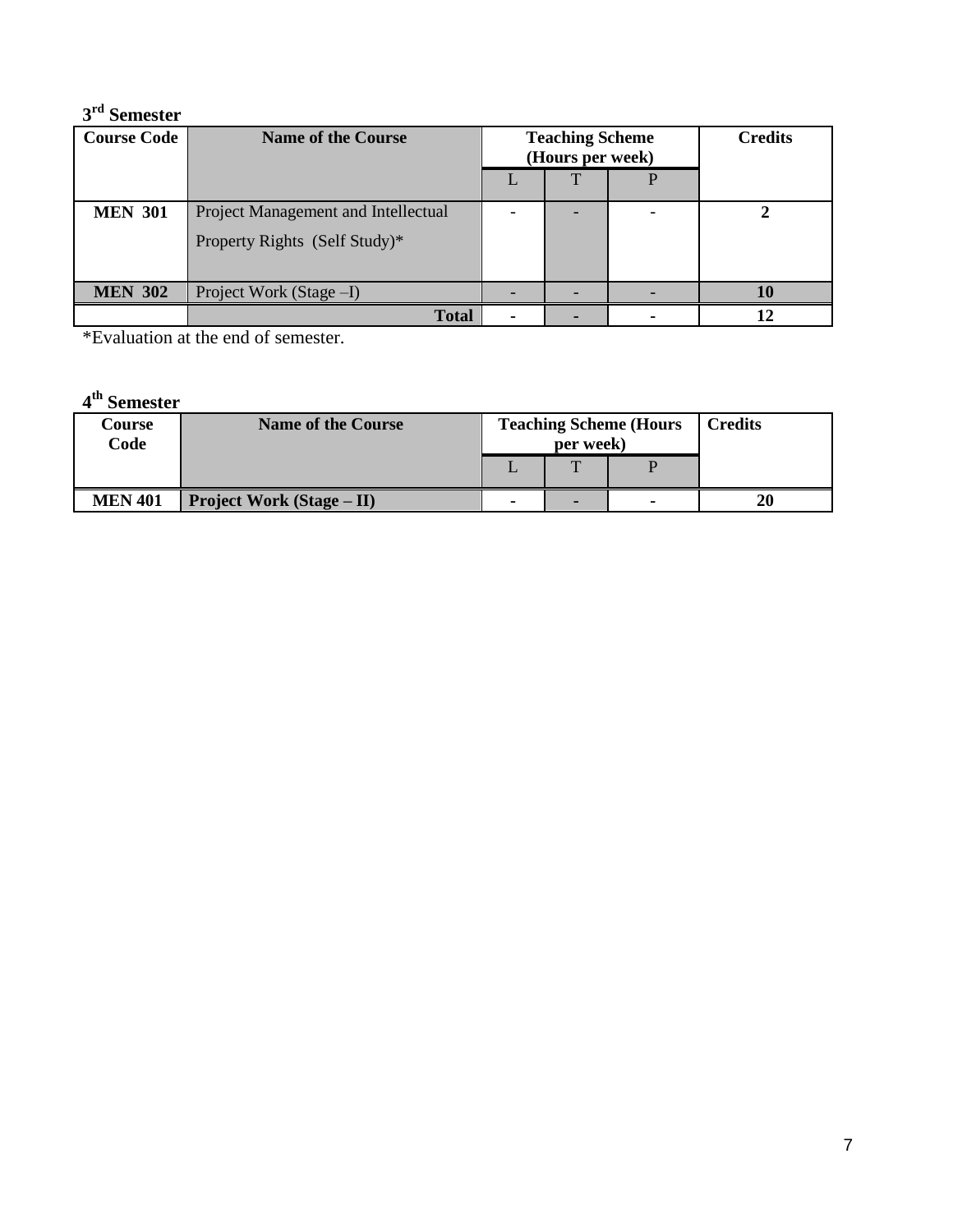### 3rd Semester

| Course Code | Name of the Course | Teaching Scheme (Hours per week) | | | Credits |
|---|---|---|---|---|---|
| | | L | T | P | |
| **MEN 301** | Project Management and Intellectual Property Rights (Self Study)* | - | - | - | **2** |
| **MEN 302** | Project Work (Stage –I) | - | - | - | **10** |
| | **Total** | **-** | **-** | **-** | **12** |

*Evaluation at the end of semester.

### 4th Semester

| Course Code | Name of the Course | Teaching Scheme (Hours per week) | | | Credits |
|---|---|---|---|---|---|
| | | L | T | P | |
| **MEN 401** | **Project Work (Stage – II)** | **-** | **-** | **-** | **20** |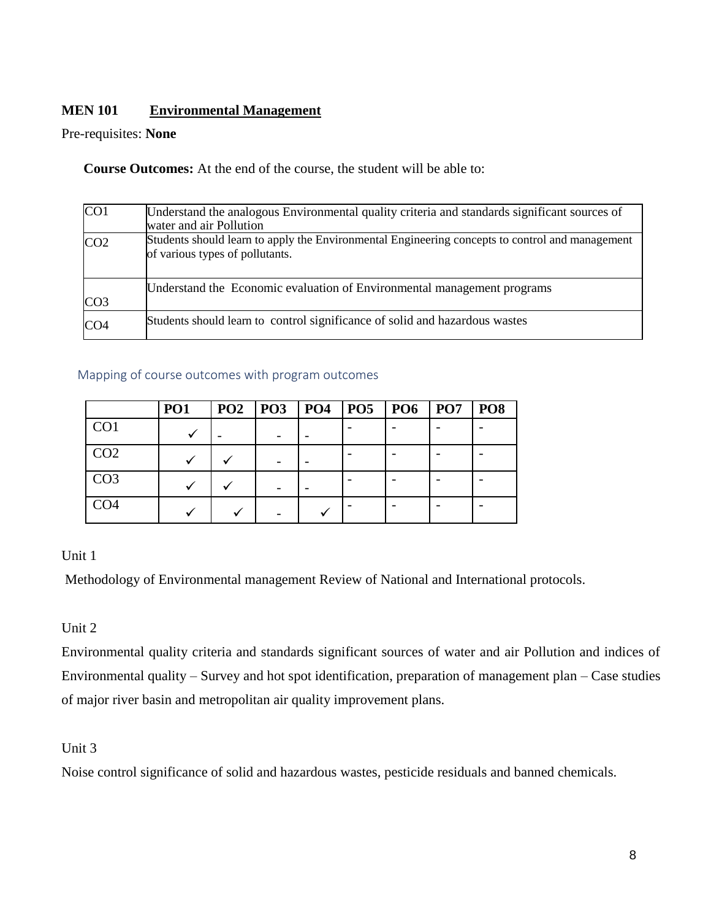**MEN 101** **Environmental Management**

Pre-requisites: **None**

**Course Outcomes:** At the end of the course, the student will be able to:

| | |
|---|---|
| CO1 | Understand the analogous Environmental quality criteria and standards significant sources of water and air Pollution |
| CO2 | Students should learn to apply the Environmental Engineering concepts to control and management of various types of pollutants. |
| CO3 | Understand the Economic evaluation of Environmental management programs |
| CO4 | Students should learn to control significance of solid and hazardous wastes |

Mapping of course outcomes with program outcomes

| | PO1 | PO2 | PO3 | PO4 | PO5 | PO6 | PO7 | PO8 |
|---|---|---|---|---|---|---|---|---|
| CO1 | ✓ | - | - | - | - | - | - | - |
| CO2 | ✓ | ✓ | - | - | - | - | - | - |
| CO3 | ✓ | ✓ | - | - | - | - | - | - |
| CO4 | ✓ | ✓ | - | ✓ | - | - | - | - |

Unit 1

Methodology of Environmental management Review of National and International protocols.

Unit 2

Environmental quality criteria and standards significant sources of water and air Pollution and indices of Environmental quality – Survey and hot spot identification, preparation of management plan – Case studies of major river basin and metropolitan air quality improvement plans.

Unit 3

Noise control significance of solid and hazardous wastes, pesticide residuals and banned chemicals.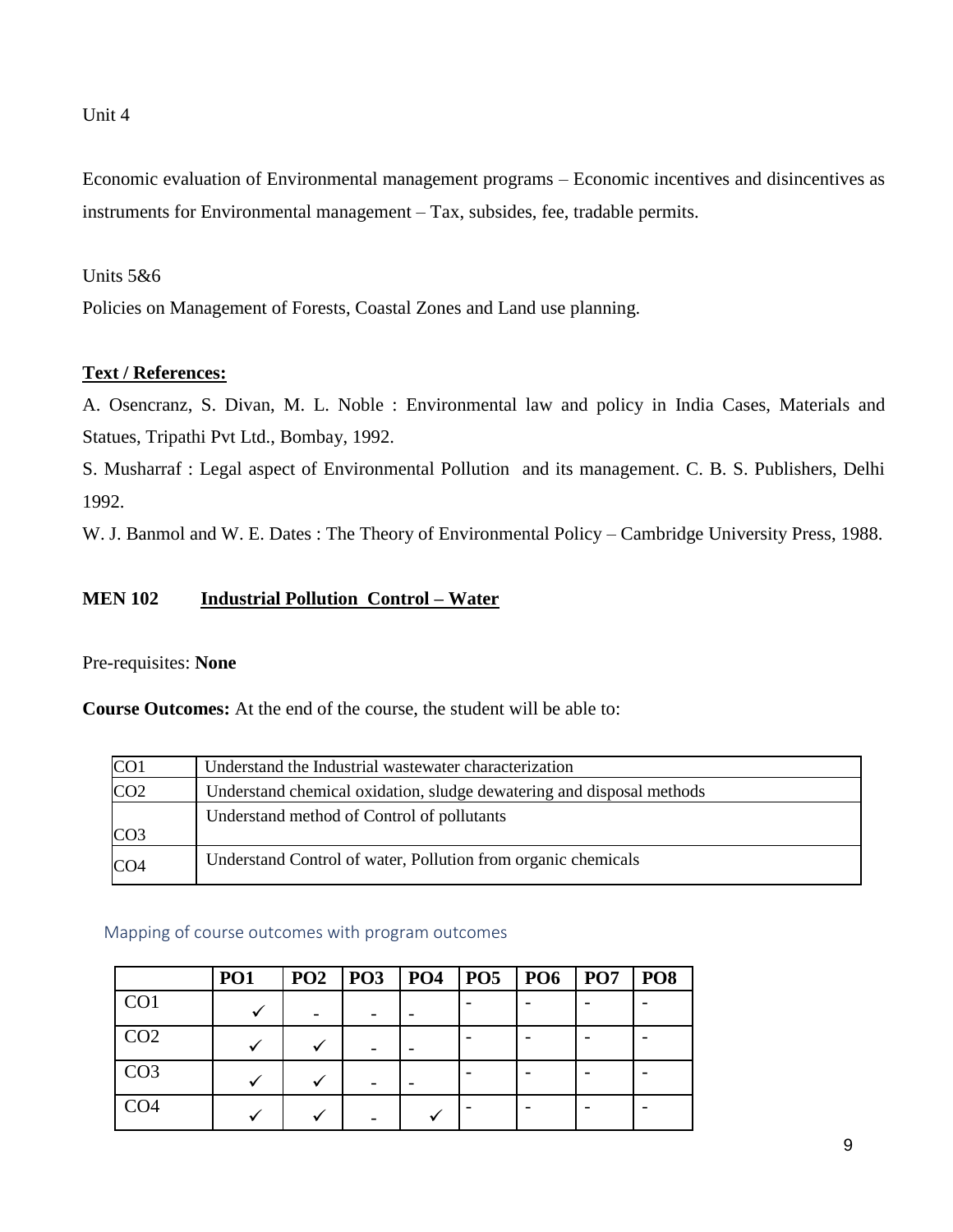Unit 4

Economic evaluation of Environmental management programs – Economic incentives and disincentives as instruments for Environmental management – Tax, subsides, fee, tradable permits.

Units 5&6

Policies on Management of Forests, Coastal Zones and Land use planning.

**Text / References:**

A. Osencranz, S. Divan, M. L. Noble : Environmental law and policy in India Cases, Materials and Statues, Tripathi Pvt Ltd., Bombay, 1992.

S. Musharraf : Legal aspect of Environmental Pollution and its management. C. B. S. Publishers, Delhi 1992.

W. J. Banmol and W. E. Dates : The Theory of Environmental Policy – Cambridge University Press, 1988.

**MEN 102 Industrial Pollution Control – Water**

Pre-requisites: **None**

**Course Outcomes:** At the end of the course, the student will be able to:

| | |
|---|---|
| CO1 | Understand the Industrial wastewater characterization |
| CO2 | Understand chemical oxidation, sludge dewatering and disposal methods |
| CO3 | Understand method of Control of pollutants |
| CO4 | Understand Control of water, Pollution from organic chemicals |

Mapping of course outcomes with program outcomes

| | PO1 | PO2 | PO3 | PO4 | PO5 | PO6 | PO7 | PO8 |
|---|---|---|---|---|---|---|---|---|
| CO1 | ✓ | - | - | - | - | - | - | - |
| CO2 | ✓ | ✓ | - | - | - | - | - | - |
| CO3 | ✓ | ✓ | - | - | - | - | - | - |
| CO4 | ✓ | ✓ | - | ✓ | - | - | - | - |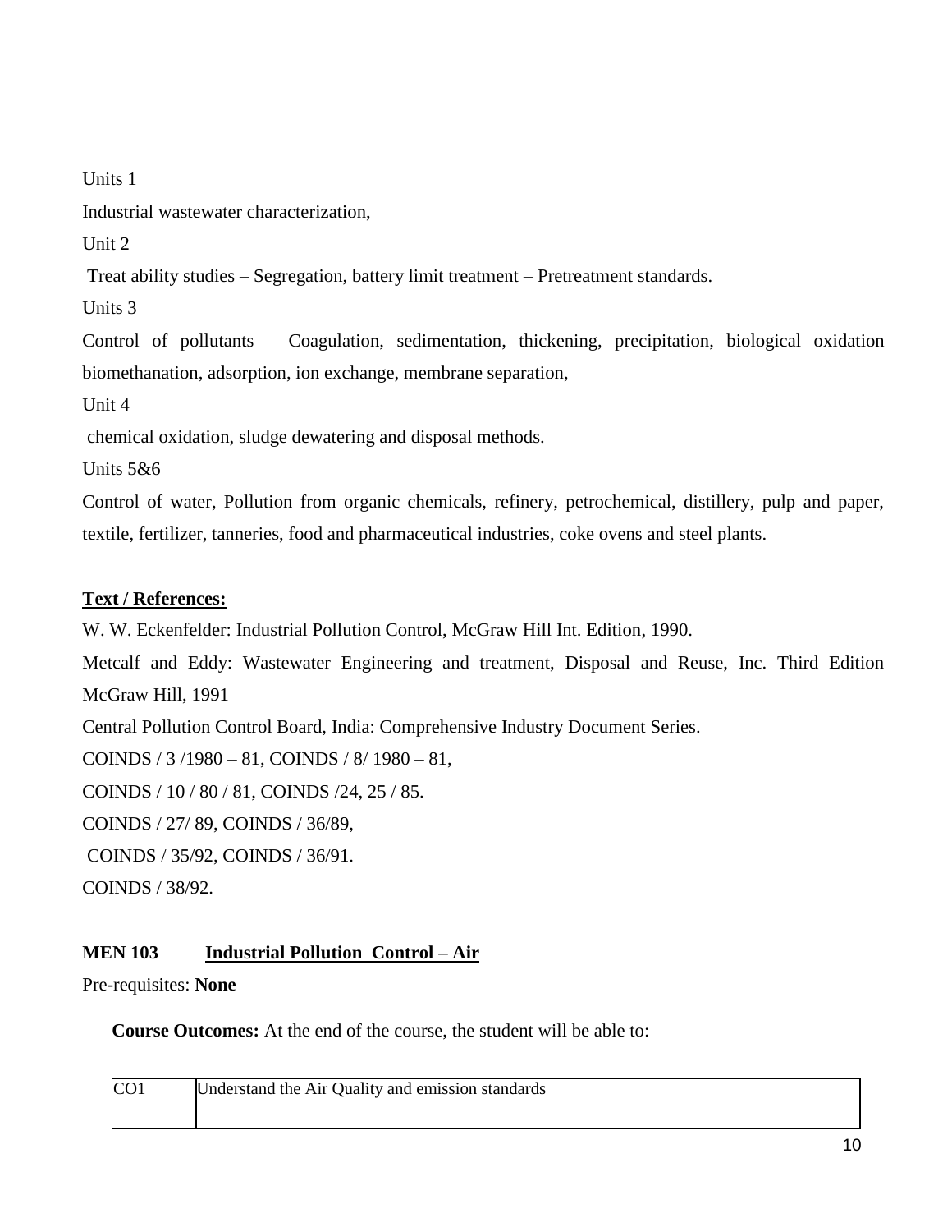Units 1

Industrial wastewater characterization,

Unit 2

Treat ability studies – Segregation, battery limit treatment – Pretreatment standards.

Units 3

Control of pollutants – Coagulation, sedimentation, thickening, precipitation, biological oxidation biomethanation, adsorption, ion exchange, membrane separation,

Unit 4

chemical oxidation, sludge dewatering and disposal methods.

Units 5&6

Control of water, Pollution from organic chemicals, refinery, petrochemical, distillery, pulp and paper, textile, fertilizer, tanneries, food and pharmaceutical industries, coke ovens and steel plants.

**Text / References:**

W. W. Eckenfelder: Industrial Pollution Control, McGraw Hill Int. Edition, 1990.

Metcalf and Eddy: Wastewater Engineering and treatment, Disposal and Reuse, Inc. Third Edition McGraw Hill, 1991

Central Pollution Control Board, India: Comprehensive Industry Document Series.

COINDS / 3 /1980 – 81, COINDS / 8/ 1980 – 81,

COINDS / 10 / 80 / 81, COINDS /24, 25 / 85.

COINDS / 27/ 89, COINDS / 36/89,

COINDS / 35/92, COINDS / 36/91.

COINDS / 38/92.

**MEN 103 Industrial Pollution Control – Air**

Pre-requisites: **None**

**Course Outcomes:** At the end of the course, the student will be able to:

| | |
|---|---|
| CO1 | Understand the Air Quality and emission standards |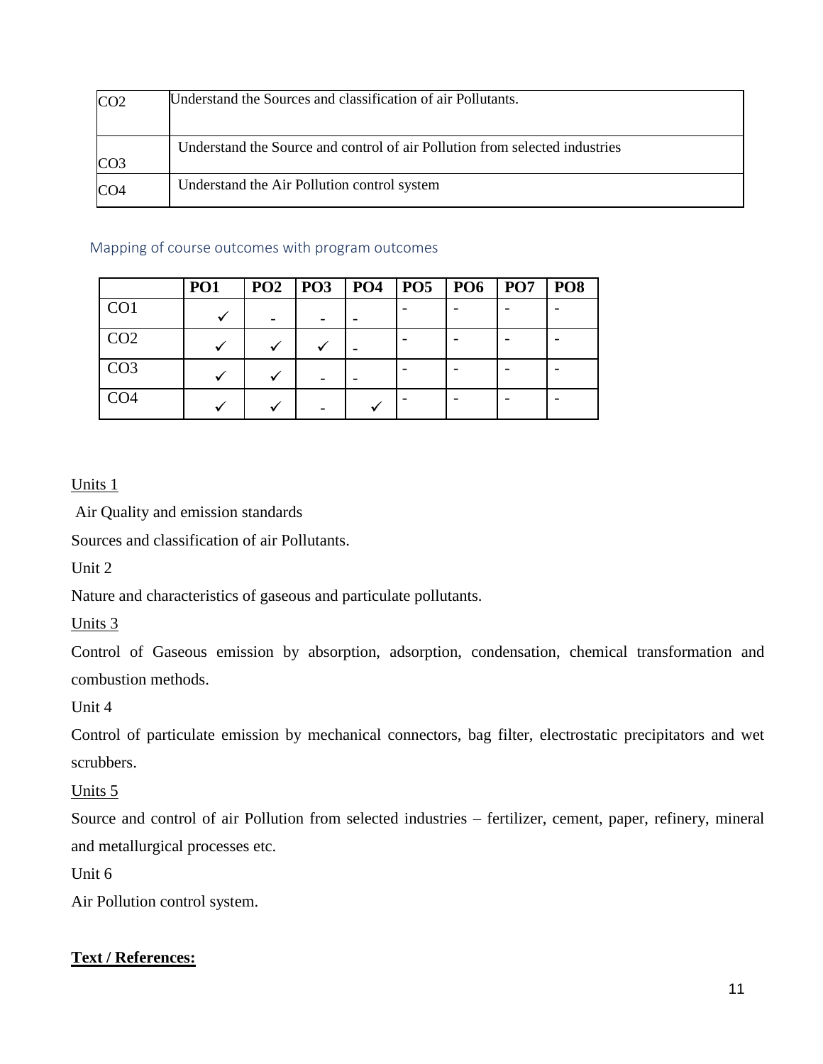| | |
|---|---|
| CO2 | Understand the Sources and classification of air Pollutants. |
| CO3 | Understand the Source and control of air Pollution from selected industries |
| CO4 | Understand the Air Pollution control system |

Mapping of course outcomes with program outcomes

| | PO1 | PO2 | PO3 | PO4 | PO5 | PO6 | PO7 | PO8 |
|---|---|---|---|---|---|---|---|---|
| CO1 | ✓ | - | - | - | - | - | - | - |
| CO2 | ✓ | ✓ | ✓ | - | - | - | - | - |
| CO3 | ✓ | ✓ | - | - | - | - | - | - |
| CO4 | ✓ | ✓ | - | ✓ | - | - | - | - |

Units 1

Air Quality and emission standards

Sources and classification of air Pollutants.

Unit 2

Nature and characteristics of gaseous and particulate pollutants.

Units 3

Control of Gaseous emission by absorption, adsorption, condensation, chemical transformation and combustion methods.

Unit 4

Control of particulate emission by mechanical connectors, bag filter, electrostatic precipitators and wet scrubbers.

Units 5

Source and control of air Pollution from selected industries – fertilizer, cement, paper, refinery, mineral and metallurgical processes etc.

Unit 6

Air Pollution control system.

**Text / References:**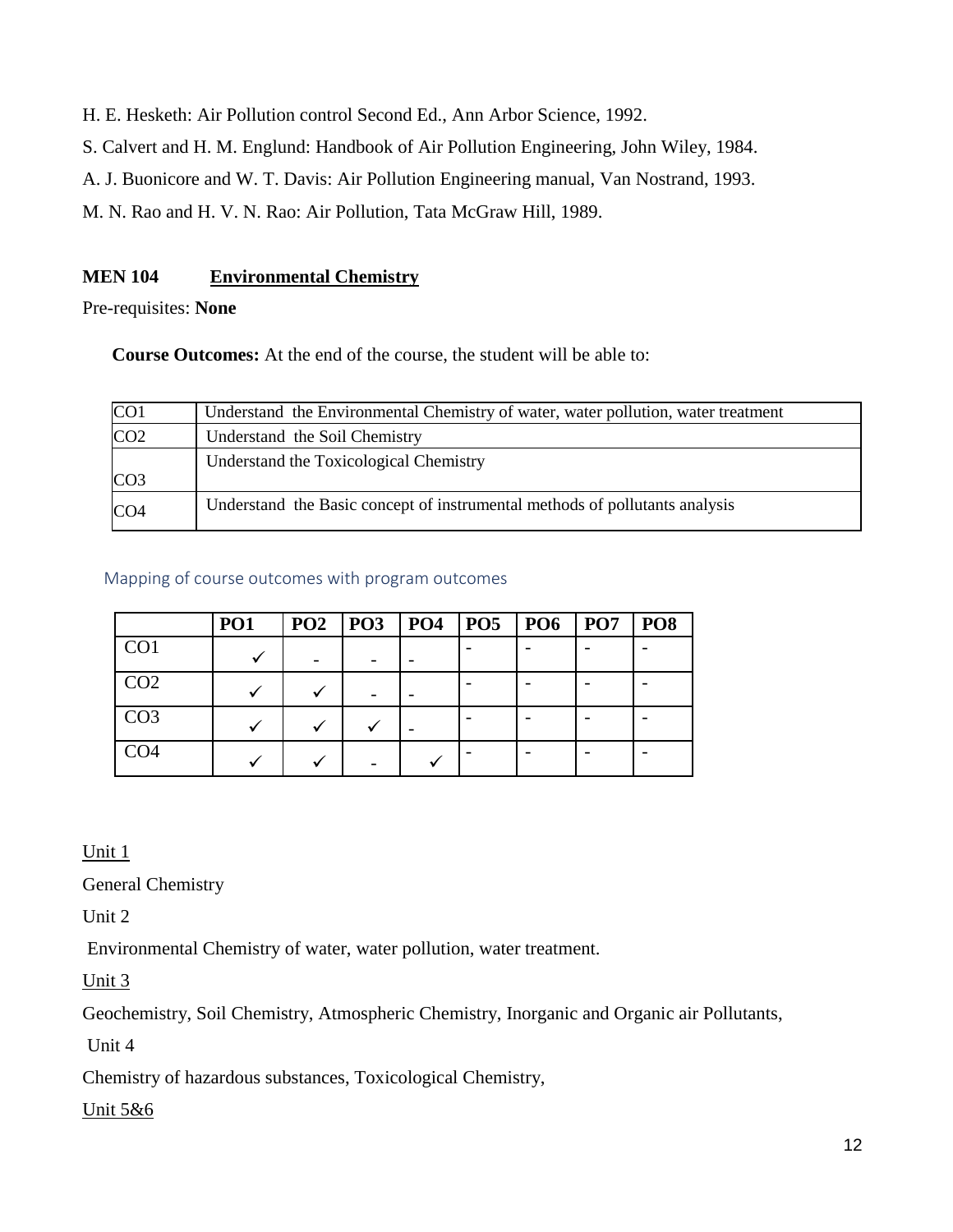H. E. Hesketh: Air Pollution control Second Ed., Ann Arbor Science, 1992.

S. Calvert and H. M. Englund: Handbook of Air Pollution Engineering, John Wiley, 1984.

A. J. Buonicore and W. T. Davis: Air Pollution Engineering manual, Van Nostrand, 1993.

M. N. Rao and H. V. N. Rao: Air Pollution, Tata McGraw Hill, 1989.

## MEN 104 Environmental Chemistry

Pre-requisites: **None**

**Course Outcomes:** At the end of the course, the student will be able to:

| | |
|---|---|
| CO1 | Understand the Environmental Chemistry of water, water pollution, water treatment |
| CO2 | Understand the Soil Chemistry |
| CO3 | Understand the Toxicological Chemistry |
| CO4 | Understand the Basic concept of instrumental methods of pollutants analysis |

Mapping of course outcomes with program outcomes

| | PO1 | PO2 | PO3 | PO4 | PO5 | PO6 | PO7 | PO8 |
|---|---|---|---|---|---|---|---|---|
| CO1 | ✓ | - | - | - | - | - | - | - |
| CO2 | ✓ | ✓ | - | - | - | - | - | - |
| CO3 | ✓ | ✓ | ✓ | - | - | - | - | - |
| CO4 | ✓ | ✓ | - | ✓ | - | - | - | - |

Unit 1

General Chemistry

Unit 2

Environmental Chemistry of water, water pollution, water treatment.

Unit 3

Geochemistry, Soil Chemistry, Atmospheric Chemistry, Inorganic and Organic air Pollutants,

Unit 4

Chemistry of hazardous substances, Toxicological Chemistry,

Unit 5&6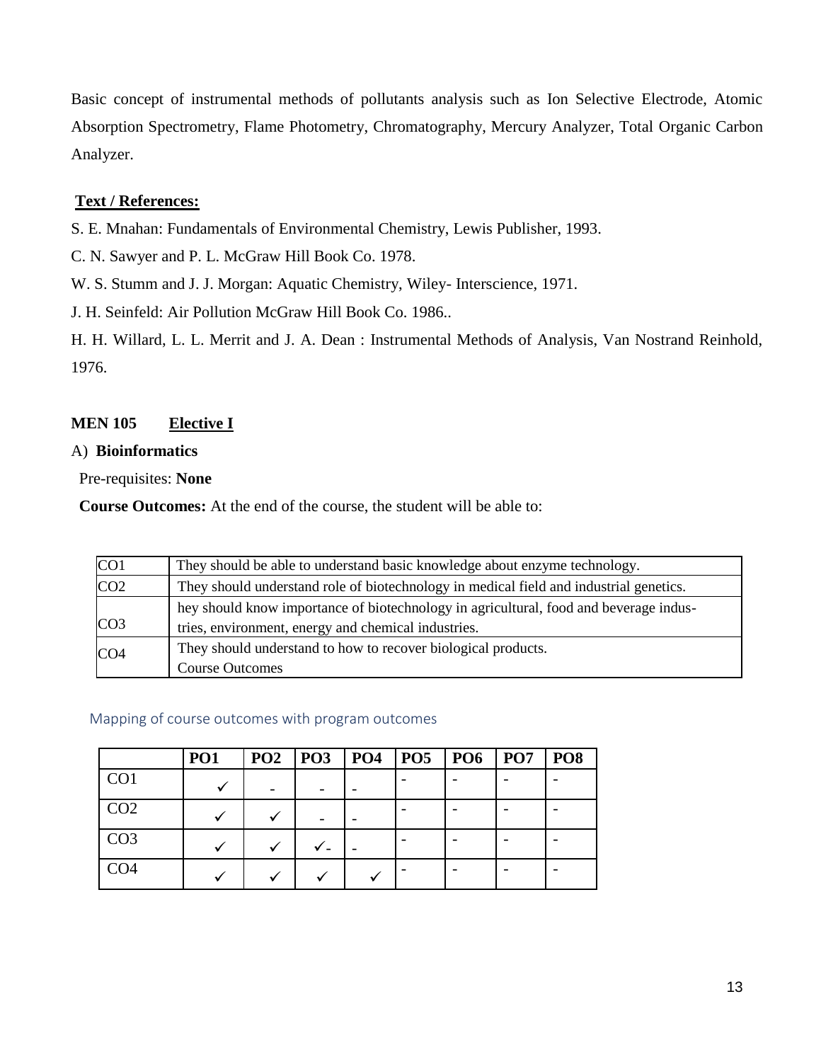Basic concept of instrumental methods of pollutants analysis such as Ion Selective Electrode, Atomic Absorption Spectrometry, Flame Photometry, Chromatography, Mercury Analyzer, Total Organic Carbon Analyzer.

**Text / References:**

S. E. Mnahan: Fundamentals of Environmental Chemistry, Lewis Publisher, 1993.

C. N. Sawyer and P. L. McGraw Hill Book Co. 1978.

W. S. Stumm and J. J. Morgan: Aquatic Chemistry, Wiley- Interscience, 1971.

J. H. Seinfeld: Air Pollution McGraw Hill Book Co. 1986..

H. H. Willard, L. L. Merrit and J. A. Dean : Instrumental Methods of Analysis, Van Nostrand Reinhold, 1976.

**MEN 105 Elective I**

A) **Bioinformatics**

Pre-requisites: **None**

**Course Outcomes:** At the end of the course, the student will be able to:

| | |
|---|---|
| CO1 | They should be able to understand basic knowledge about enzyme technology. |
| CO2 | They should understand role of biotechnology in medical field and industrial genetics. |
| CO3 | hey should know importance of biotechnology in agricultural, food and beverage industries, environment, energy and chemical industries. |
| CO4 | They should understand to how to recover biological products. Course Outcomes |

Mapping of course outcomes with program outcomes

| | PO1 | PO2 | PO3 | PO4 | PO5 | PO6 | PO7 | PO8 |
|---|---|---|---|---|---|---|---|---|
| CO1 | ✓ | - | - | - | - | - | - | - |
| CO2 | ✓ | ✓ | - | - | - | - | - | - |
| CO3 | ✓ | ✓ | ✓- | - | - | - | - | - |
| CO4 | ✓ | ✓ | ✓ | ✓ | - | - | - | - |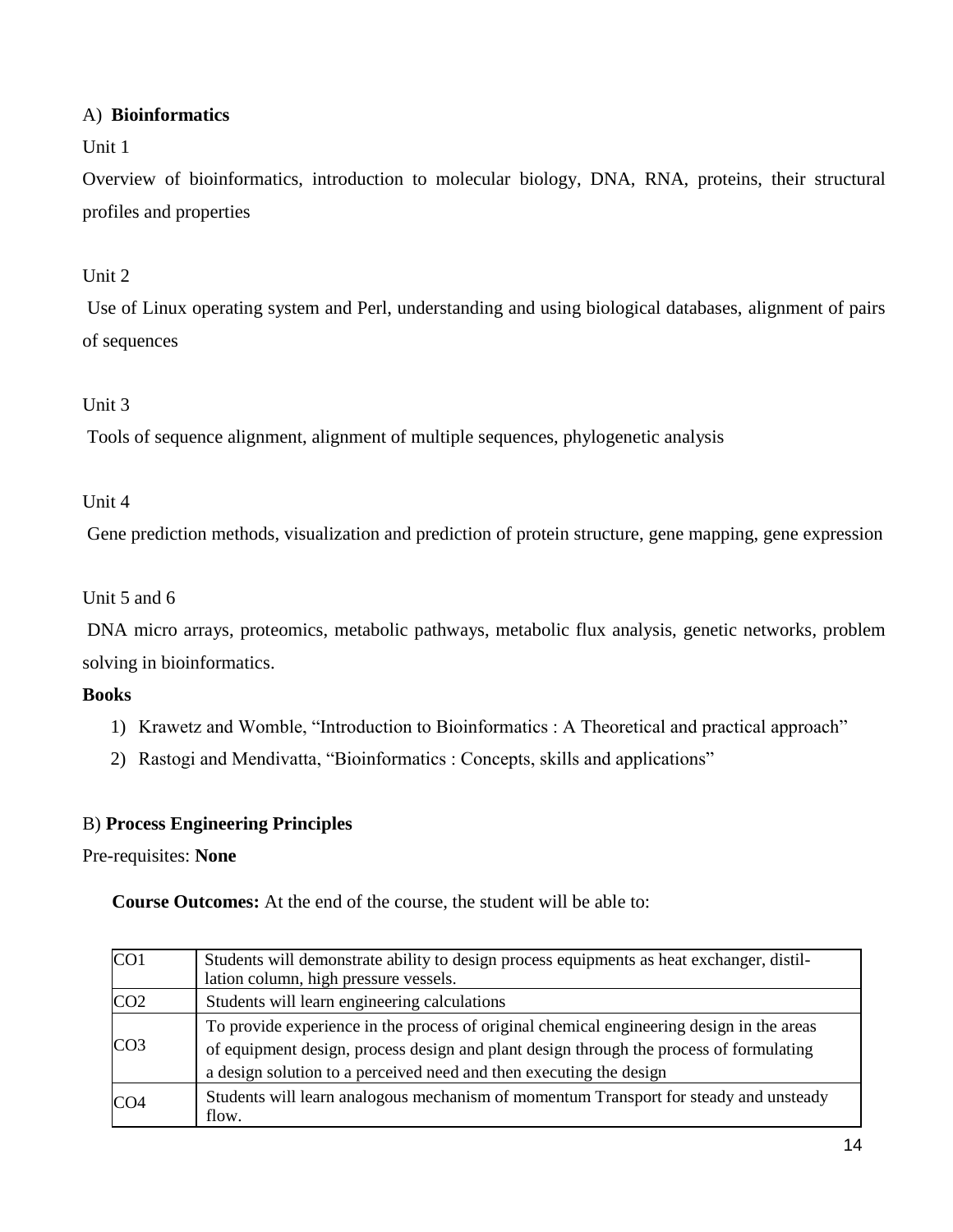A) **Bioinformatics**

Unit 1

Overview of bioinformatics, introduction to molecular biology, DNA, RNA, proteins, their structural profiles and properties

Unit 2

Use of Linux operating system and Perl, understanding and using biological databases, alignment of pairs of sequences

Unit 3

Tools of sequence alignment, alignment of multiple sequences, phylogenetic analysis

Unit 4

Gene prediction methods, visualization and prediction of protein structure, gene mapping, gene expression

Unit 5 and 6

DNA micro arrays, proteomics, metabolic pathways, metabolic flux analysis, genetic networks, problem solving in bioinformatics.

**Books**

1) Krawetz and Womble, "Introduction to Bioinformatics : A Theoretical and practical approach"
2) Rastogi and Mendivatta, "Bioinformatics : Concepts, skills and applications"

B) **Process Engineering Principles**

Pre-requisites: **None**

**Course Outcomes:** At the end of the course, the student will be able to:

| | |
|---|---|
| CO1 | Students will demonstrate ability to design process equipments as heat exchanger, distillation column, high pressure vessels. |
| CO2 | Students will learn engineering calculations |
| CO3 | To provide experience in the process of original chemical engineering design in the areas of equipment design, process design and plant design through the process of formulating a design solution to a perceived need and then executing the design |
| CO4 | Students will learn analogous mechanism of momentum Transport for steady and unsteady flow. |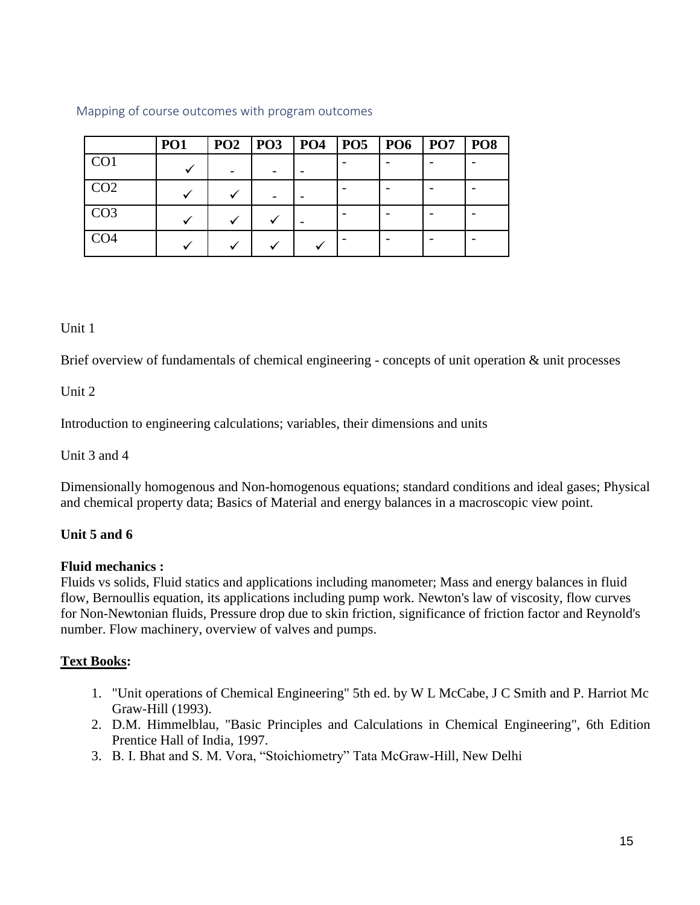Mapping of course outcomes with program outcomes

| | PO1 | PO2 | PO3 | PO4 | PO5 | PO6 | PO7 | PO8 |
|---|---|---|---|---|---|---|---|---|
| CO1 | ✓ | - | - | - | - | - | - | - |
| CO2 | ✓ | ✓ | - | - | - | - | - | - |
| CO3 | ✓ | ✓ | ✓ | - | - | - | - | - |
| CO4 | ✓ | ✓ | ✓ | ✓ | - | - | - | - |

Unit 1

Brief overview of fundamentals of chemical engineering - concepts of unit operation & unit processes

Unit 2

Introduction to engineering calculations; variables, their dimensions and units

Unit 3 and 4

Dimensionally homogenous and Non-homogenous equations; standard conditions and ideal gases; Physical and chemical property data; Basics of Material and energy balances in a macroscopic view point.

**Unit 5 and 6**

**Fluid mechanics :**
Fluids vs solids, Fluid statics and applications including manometer; Mass and energy balances in fluid flow, Bernoullis equation, its applications including pump work. Newton's law of viscosity, flow curves for Non-Newtonian fluids, Pressure drop due to skin friction, significance of friction factor and Reynold's number. Flow machinery, overview of valves and pumps.

**Text Books:**

1. "Unit operations of Chemical Engineering" 5th ed. by W L McCabe, J C Smith and P. Harriot Mc Graw-Hill (1993).
2. D.M. Himmelblau, "Basic Principles and Calculations in Chemical Engineering", 6th Edition Prentice Hall of India, 1997.
3. B. I. Bhat and S. M. Vora, "Stoichiometry" Tata McGraw-Hill, New Delhi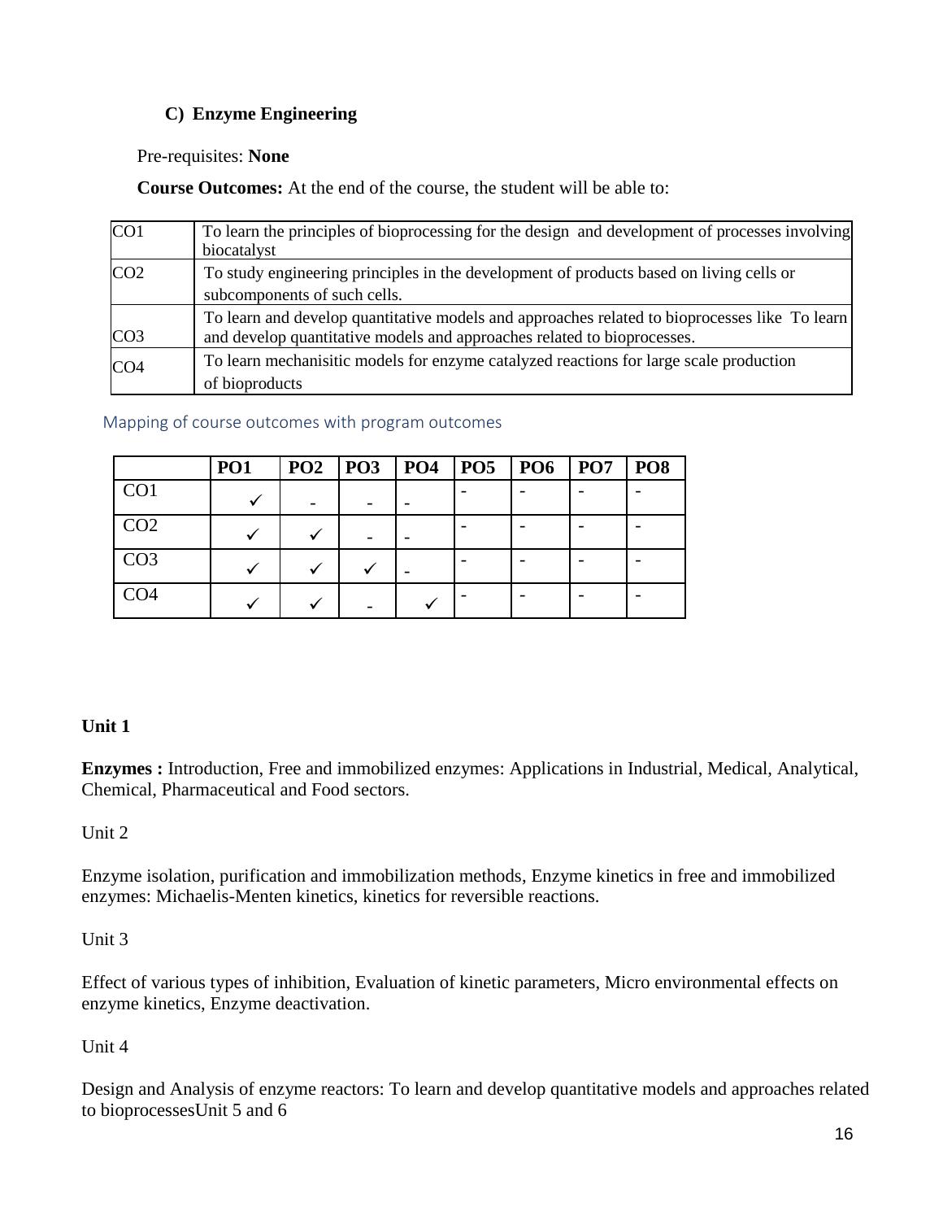### C) Enzyme Engineering

Pre-requisites: **None**

**Course Outcomes:** At the end of the course, the student will be able to:

| | |
|---|---|
| CO1 | To learn the principles of bioprocessing for the design and development of processes involving biocatalyst |
| CO2 | To study engineering principles in the development of products based on living cells or subcomponents of such cells. |
| CO3 | To learn and develop quantitative models and approaches related to bioprocesses like To learn and develop quantitative models and approaches related to bioprocesses. |
| CO4 | To learn mechanisitic models for enzyme catalyzed reactions for large scale production of bioproducts |

Mapping of course outcomes with program outcomes

| | PO1 | PO2 | PO3 | PO4 | PO5 | PO6 | PO7 | PO8 |
|---|---|---|---|---|---|---|---|---|
| CO1 | ✓ | - | - | - | - | - | - | - |
| CO2 | ✓ | ✓ | - | - | - | - | - | - |
| CO3 | ✓ | ✓ | ✓ | - | - | - | - | - |
| CO4 | ✓ | ✓ | - | ✓ | - | - | - | - |

**Unit 1**

**Enzymes :** Introduction, Free and immobilized enzymes: Applications in Industrial, Medical, Analytical, Chemical, Pharmaceutical and Food sectors.

Unit 2

Enzyme isolation, purification and immobilization methods, Enzyme kinetics in free and immobilized enzymes: Michaelis-Menten kinetics, kinetics for reversible reactions.

Unit 3

Effect of various types of inhibition, Evaluation of kinetic parameters, Micro environmental effects on enzyme kinetics, Enzyme deactivation.

Unit 4

Design and Analysis of enzyme reactors: To learn and develop quantitative models and approaches related to bioprocessesUnit 5 and 6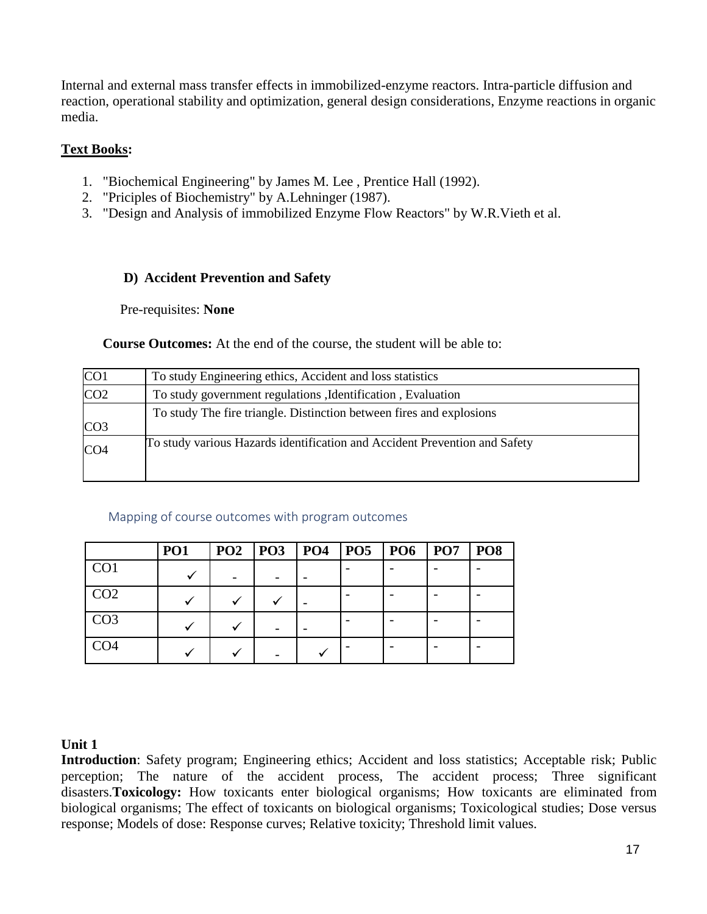Internal and external mass transfer effects in immobilized-enzyme reactors. Intra-particle diffusion and reaction, operational stability and optimization, general design considerations, Enzyme reactions in organic media.

**Text Books:**

1. "Biochemical Engineering" by James M. Lee , Prentice Hall (1992).
2. "Priciples of Biochemistry" by A.Lehninger (1987).
3. "Design and Analysis of immobilized Enzyme Flow Reactors" by W.R.Vieth et al.

### D) Accident Prevention and Safety

Pre-requisites: **None**

**Course Outcomes:** At the end of the course, the student will be able to:

| | |
|---|---|
| CO1 | To study Engineering ethics, Accident and loss statistics |
| CO2 | To study government regulations ,Identification , Evaluation |
| CO3 | To study The fire triangle. Distinction between fires and explosions |
| CO4 | To study various Hazards identification and Accident Prevention and Safety |

Mapping of course outcomes with program outcomes

| | PO1 | PO2 | PO3 | PO4 | PO5 | PO6 | PO7 | PO8 |
|---|---|---|---|---|---|---|---|---|
| CO1 | ✓ | - | - | - | - | - | - | - |
| CO2 | ✓ | ✓ | ✓ | - | - | - | - | - |
| CO3 | ✓ | ✓ | - | - | - | - | - | - |
| CO4 | ✓ | ✓ | - | ✓ | - | - | - | - |

**Unit 1**

**Introduction**: Safety program; Engineering ethics; Accident and loss statistics; Acceptable risk; Public perception; The nature of the accident process, The accident process; Three significant disasters.**Toxicology:** How toxicants enter biological organisms; How toxicants are eliminated from biological organisms; The effect of toxicants on biological organisms; Toxicological studies; Dose versus response; Models of dose: Response curves; Relative toxicity; Threshold limit values.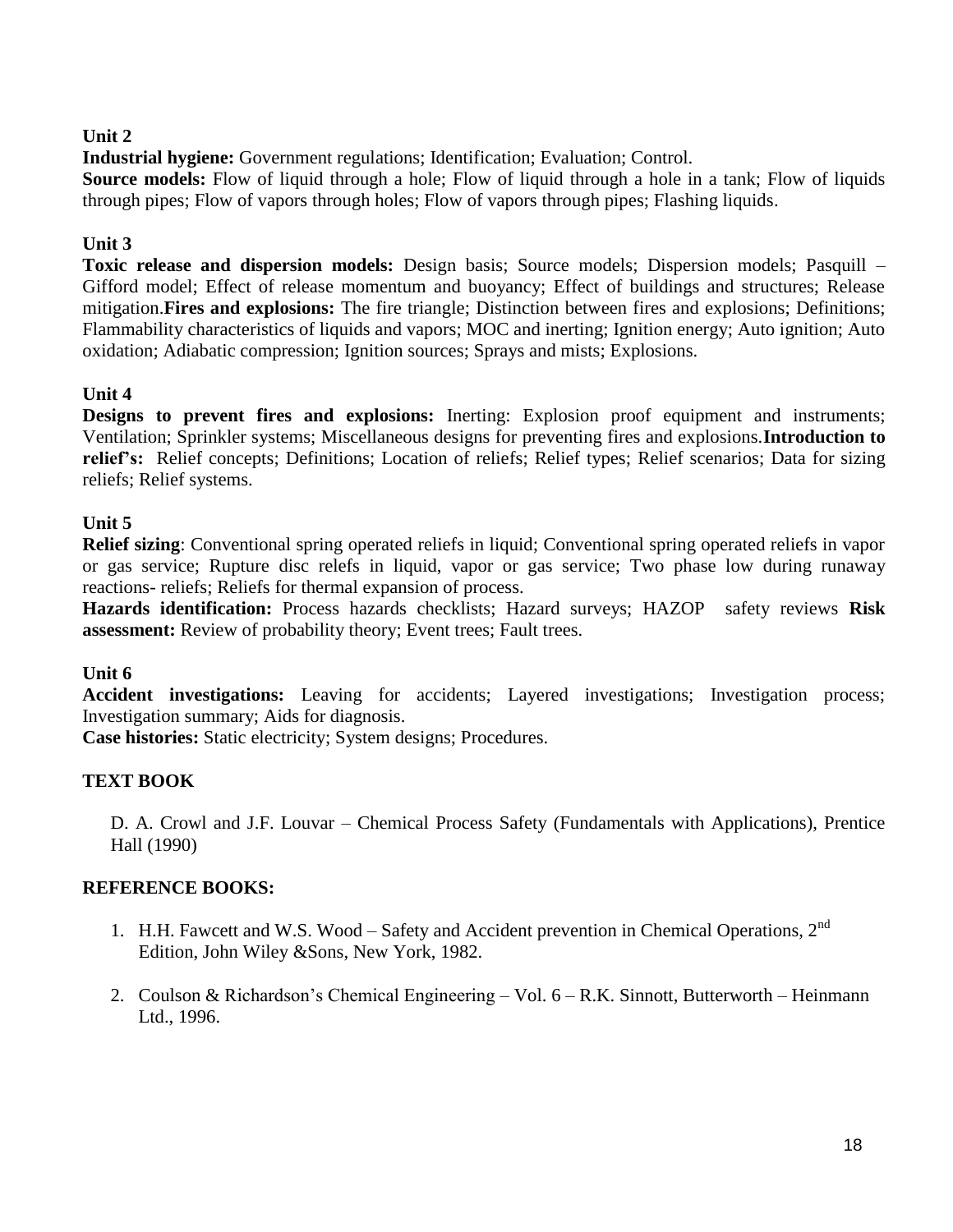**Unit 2**

**Industrial hygiene:** Government regulations; Identification; Evaluation; Control.

**Source models:** Flow of liquid through a hole; Flow of liquid through a hole in a tank; Flow of liquids through pipes; Flow of vapors through holes; Flow of vapors through pipes; Flashing liquids.

**Unit 3**

**Toxic release and dispersion models:** Design basis; Source models; Dispersion models; Pasquill – Gifford model; Effect of release momentum and buoyancy; Effect of buildings and structures; Release mitigation.**Fires and explosions:** The fire triangle; Distinction between fires and explosions; Definitions; Flammability characteristics of liquids and vapors; MOC and inerting; Ignition energy; Auto ignition; Auto oxidation; Adiabatic compression; Ignition sources; Sprays and mists; Explosions.

**Unit 4**

**Designs to prevent fires and explosions:** Inerting: Explosion proof equipment and instruments; Ventilation; Sprinkler systems; Miscellaneous designs for preventing fires and explosions.**Introduction to relief's:** Relief concepts; Definitions; Location of reliefs; Relief types; Relief scenarios; Data for sizing reliefs; Relief systems.

**Unit 5**

**Relief sizing**: Conventional spring operated reliefs in liquid; Conventional spring operated reliefs in vapor or gas service; Rupture disc relefs in liquid, vapor or gas service; Two phase low during runaway reactions- reliefs; Reliefs for thermal expansion of process.

**Hazards identification:** Process hazards checklists; Hazard surveys; HAZOP safety reviews **Risk assessment:** Review of probability theory; Event trees; Fault trees.

**Unit 6**

**Accident investigations:** Leaving for accidents; Layered investigations; Investigation process; Investigation summary; Aids for diagnosis.

**Case histories:** Static electricity; System designs; Procedures.

**TEXT BOOK**

D. A. Crowl and J.F. Louvar – Chemical Process Safety (Fundamentals with Applications), Prentice Hall (1990)

**REFERENCE BOOKS:**

1. H.H. Fawcett and W.S. Wood – Safety and Accident prevention in Chemical Operations, 2nd Edition, John Wiley &Sons, New York, 1982.
2. Coulson & Richardson's Chemical Engineering – Vol. 6 – R.K. Sinnott, Butterworth – Heinmann Ltd., 1996.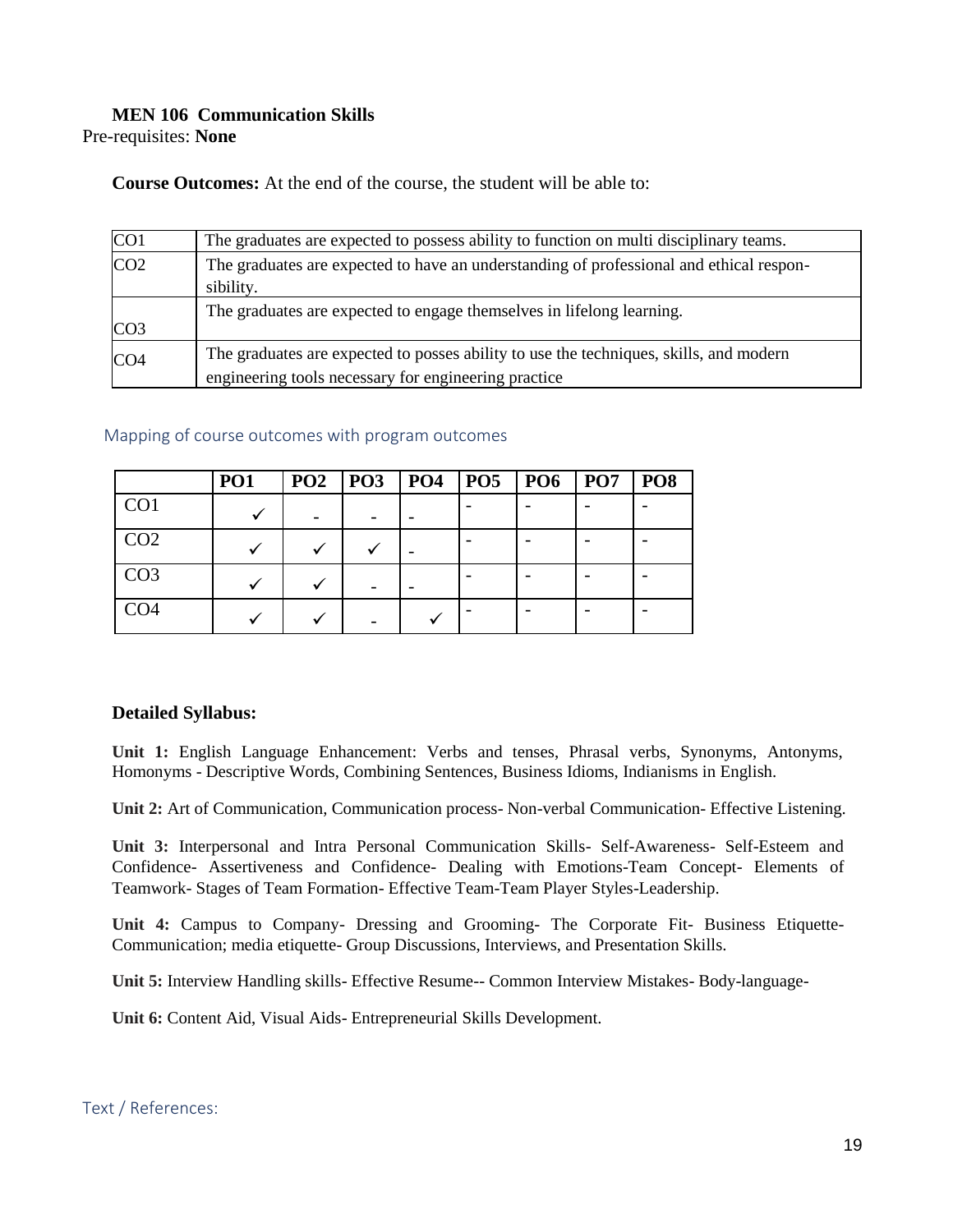**MEN 106 Communication Skills**

Pre-requisites: **None**

**Course Outcomes:** At the end of the course, the student will be able to:

| | |
|---|---|
| CO1 | The graduates are expected to possess ability to function on multi disciplinary teams. |
| CO2 | The graduates are expected to have an understanding of professional and ethical responsibility. |
| CO3 | The graduates are expected to engage themselves in lifelong learning. |
| CO4 | The graduates are expected to posses ability to use the techniques, skills, and modern engineering tools necessary for engineering practice |

Mapping of course outcomes with program outcomes

| | PO1 | PO2 | PO3 | PO4 | PO5 | PO6 | PO7 | PO8 |
|---|---|---|---|---|---|---|---|---|
| CO1 | ✓ | - | - | - | - | - | - | - |
| CO2 | ✓ | ✓ | ✓ | - | - | - | - | - |
| CO3 | ✓ | ✓ | - | - | - | - | - | - |
| CO4 | ✓ | ✓ | - | ✓ | - | - | - | - |

**Detailed Syllabus:**

**Unit 1:** English Language Enhancement: Verbs and tenses, Phrasal verbs, Synonyms, Antonyms, Homonyms - Descriptive Words, Combining Sentences, Business Idioms, Indianisms in English.

**Unit 2:** Art of Communication, Communication process- Non-verbal Communication- Effective Listening.

**Unit 3:** Interpersonal and Intra Personal Communication Skills- Self-Awareness- Self-Esteem and Confidence- Assertiveness and Confidence- Dealing with Emotions-Team Concept- Elements of Teamwork- Stages of Team Formation- Effective Team-Team Player Styles-Leadership.

**Unit 4:** Campus to Company- Dressing and Grooming- The Corporate Fit- Business Etiquette-Communication; media etiquette- Group Discussions, Interviews, and Presentation Skills.

**Unit 5:** Interview Handling skills- Effective Resume-- Common Interview Mistakes- Body-language-

**Unit 6:** Content Aid, Visual Aids- Entrepreneurial Skills Development.

Text / References: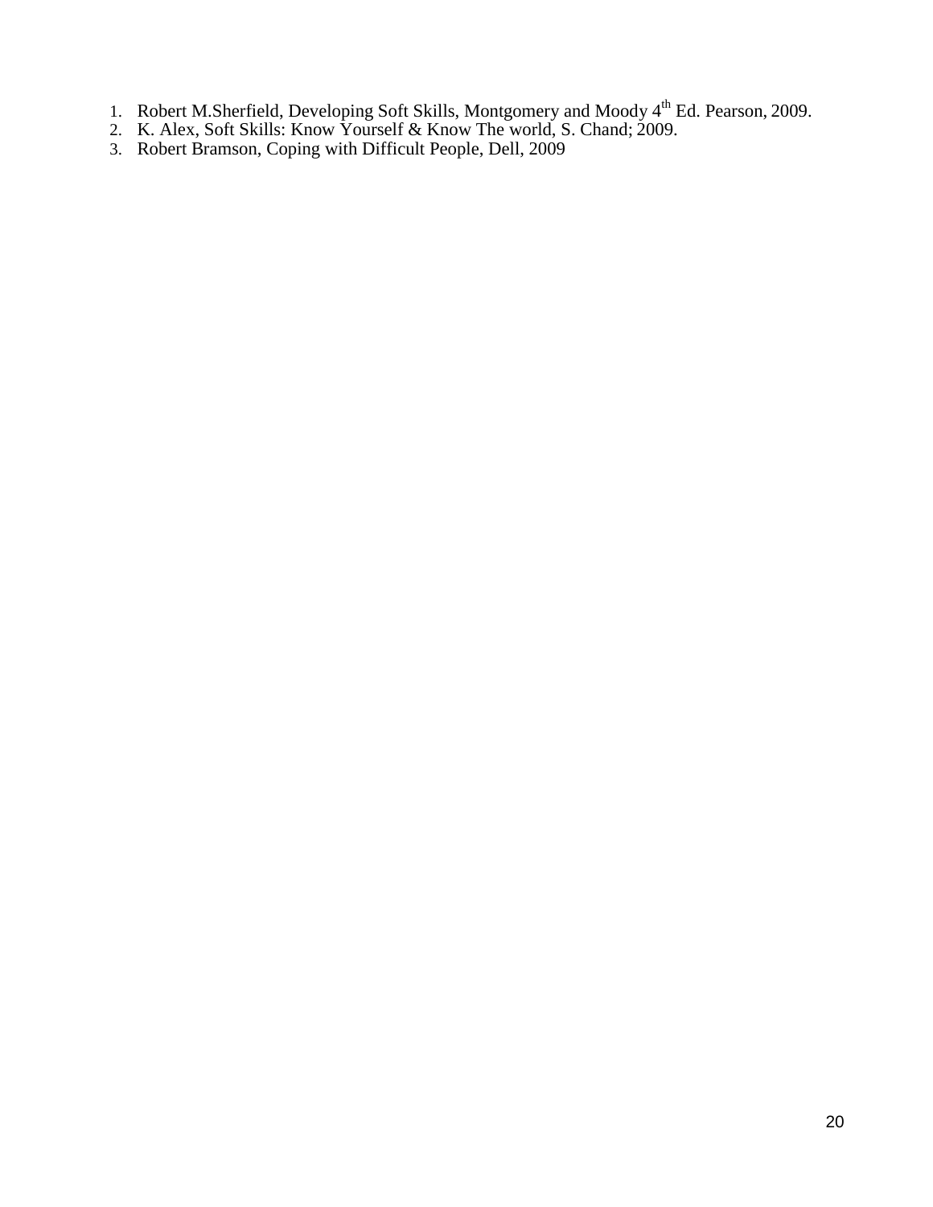1. Robert M.Sherfield, Developing Soft Skills, Montgomery and Moody 4th Ed. Pearson, 2009.
2. K. Alex, Soft Skills: Know Yourself & Know The world, S. Chand; 2009.
3. Robert Bramson, Coping with Difficult People, Dell, 2009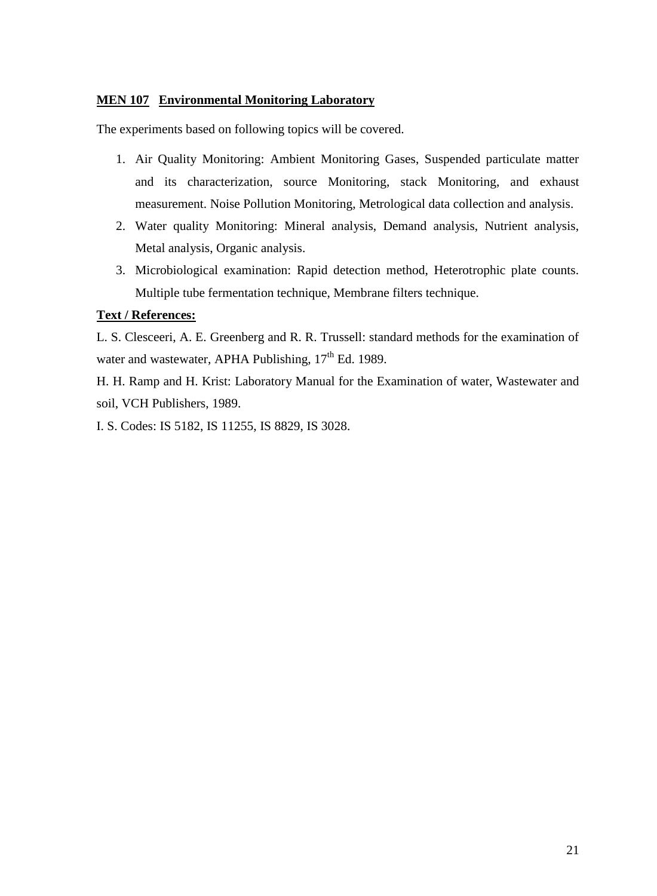**MEN 107 Environmental Monitoring Laboratory**

The experiments based on following topics will be covered.

1. Air Quality Monitoring: Ambient Monitoring Gases, Suspended particulate matter and its characterization, source Monitoring, stack Monitoring, and exhaust measurement. Noise Pollution Monitoring, Metrological data collection and analysis.
2. Water quality Monitoring: Mineral analysis, Demand analysis, Nutrient analysis, Metal analysis, Organic analysis.
3. Microbiological examination: Rapid detection method, Heterotrophic plate counts. Multiple tube fermentation technique, Membrane filters technique.

**Text / References:**

L. S. Clesceeri, A. E. Greenberg and R. R. Trussell: standard methods for the examination of water and wastewater, APHA Publishing, 17th Ed. 1989.

H. H. Ramp and H. Krist: Laboratory Manual for the Examination of water, Wastewater and soil, VCH Publishers, 1989.

I. S. Codes: IS 5182, IS 11255, IS 8829, IS 3028.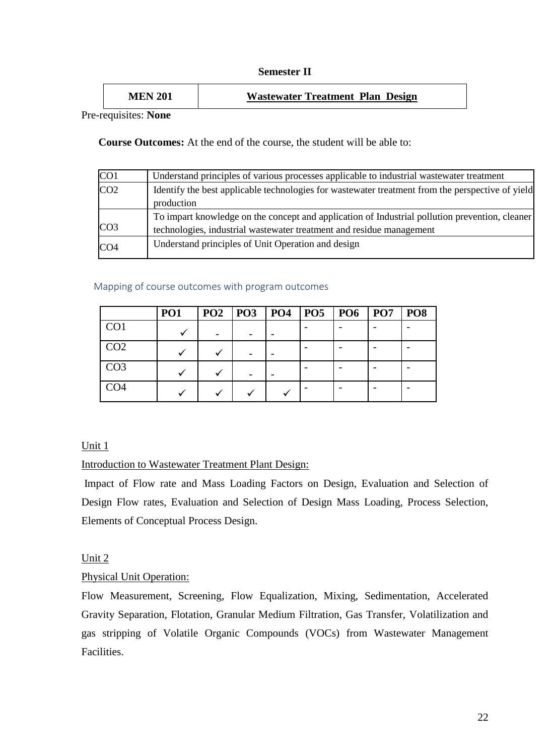**Semester II**

| MEN 201 | Wastewater Treatment Plan Design |
|---|---|

Pre-requisites: **None**

**Course Outcomes:** At the end of the course, the student will be able to:

| | |
|---|---|
| CO1 | Understand principles of various processes applicable to industrial wastewater treatment |
| CO2 | Identify the best applicable technologies for wastewater treatment from the perspective of yield production |
| CO3 | To impart knowledge on the concept and application of Industrial pollution prevention, cleaner technologies, industrial wastewater treatment and residue management |
| CO4 | Understand principles of Unit Operation and design |

Mapping of course outcomes with program outcomes

| | PO1 | PO2 | PO3 | PO4 | PO5 | PO6 | PO7 | PO8 |
|---|---|---|---|---|---|---|---|---|
| CO1 | ✓ | - | - | - | - | - | - | - |
| CO2 | ✓ | ✓ | - | - | - | - | - | - |
| CO3 | ✓ | ✓ | - | - | - | - | - | - |
| CO4 | ✓ | ✓ | ✓ | ✓ | - | - | - | - |

Unit 1

Introduction to Wastewater Treatment Plant Design:

Impact of Flow rate and Mass Loading Factors on Design, Evaluation and Selection of Design Flow rates, Evaluation and Selection of Design Mass Loading, Process Selection, Elements of Conceptual Process Design.

Unit 2

Physical Unit Operation:

Flow Measurement, Screening, Flow Equalization, Mixing, Sedimentation, Accelerated Gravity Separation, Flotation, Granular Medium Filtration, Gas Transfer, Volatilization and gas stripping of Volatile Organic Compounds (VOCs) from Wastewater Management Facilities.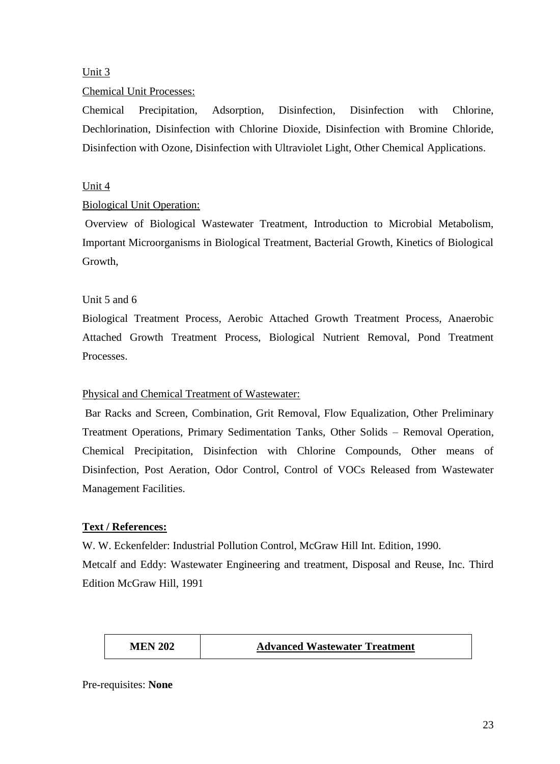Unit 3

Chemical Unit Processes:

Chemical Precipitation, Adsorption, Disinfection, Disinfection with Chlorine, Dechlorination, Disinfection with Chlorine Dioxide, Disinfection with Bromine Chloride, Disinfection with Ozone, Disinfection with Ultraviolet Light, Other Chemical Applications.

Unit 4

Biological Unit Operation:

Overview of Biological Wastewater Treatment, Introduction to Microbial Metabolism, Important Microorganisms in Biological Treatment, Bacterial Growth, Kinetics of Biological Growth,

Unit 5 and 6

Biological Treatment Process, Aerobic Attached Growth Treatment Process, Anaerobic Attached Growth Treatment Process, Biological Nutrient Removal, Pond Treatment Processes.

Physical and Chemical Treatment of Wastewater:

Bar Racks and Screen, Combination, Grit Removal, Flow Equalization, Other Preliminary Treatment Operations, Primary Sedimentation Tanks, Other Solids – Removal Operation, Chemical Precipitation, Disinfection with Chlorine Compounds, Other means of Disinfection, Post Aeration, Odor Control, Control of VOCs Released from Wastewater Management Facilities.

**Text / References:**

W. W. Eckenfelder: Industrial Pollution Control, McGraw Hill Int. Edition, 1990.

Metcalf and Eddy: Wastewater Engineering and treatment, Disposal and Reuse, Inc. Third Edition McGraw Hill, 1991

| | |
|---|---|
| **MEN 202** | **Advanced Wastewater Treatment** |

Pre-requisites: **None**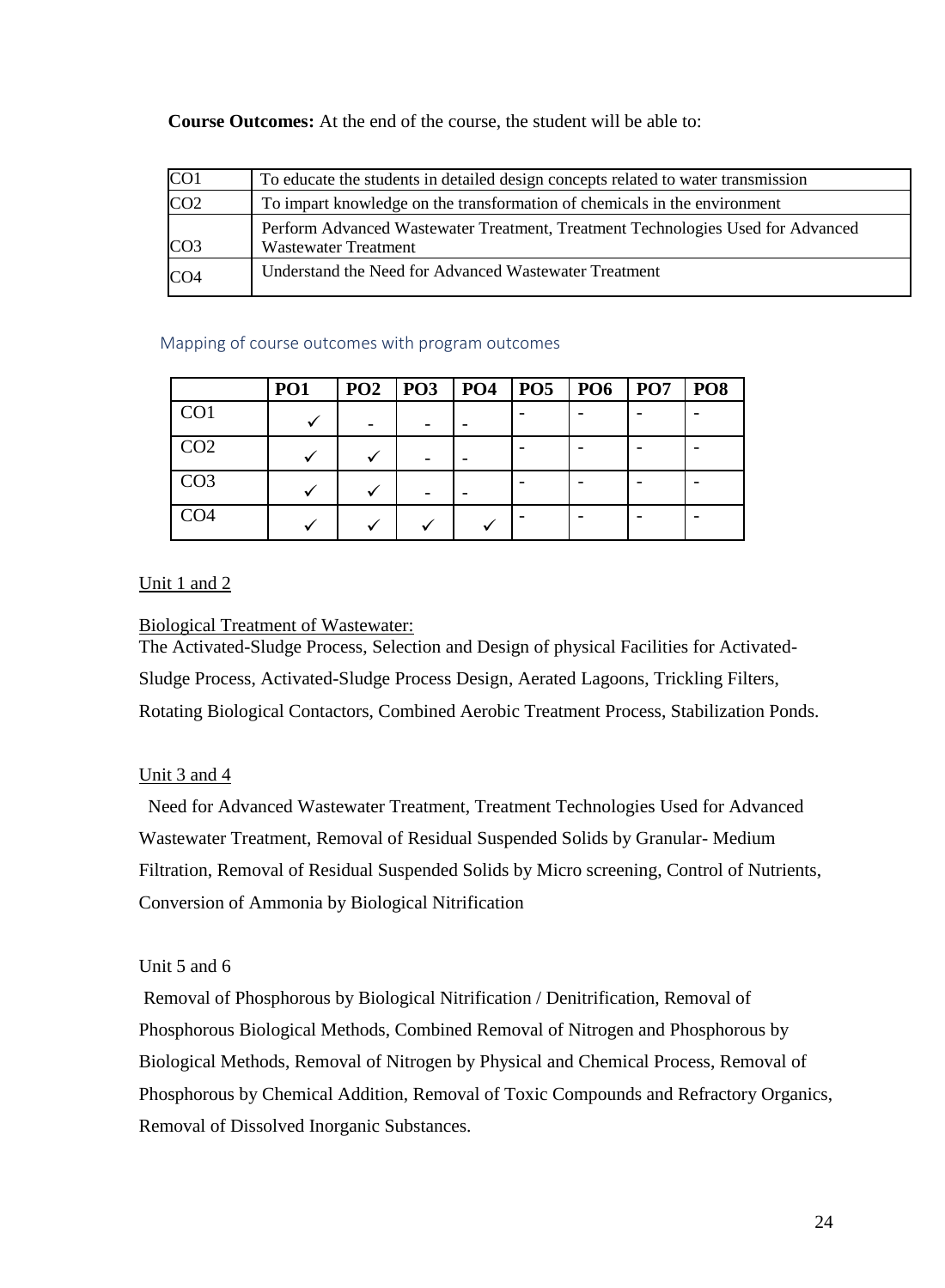**Course Outcomes:** At the end of the course, the student will be able to:

| | |
|---|---|
| CO1 | To educate the students in detailed design concepts related to water transmission |
| CO2 | To impart knowledge on the transformation of chemicals in the environment |
| CO3 | Perform Advanced Wastewater Treatment, Treatment Technologies Used for Advanced Wastewater Treatment |
| CO4 | Understand the Need for Advanced Wastewater Treatment |

Mapping of course outcomes with program outcomes

| | PO1 | PO2 | PO3 | PO4 | PO5 | PO6 | PO7 | PO8 |
|---|---|---|---|---|---|---|---|---|
| CO1 | ✓ | - | - | - | - | - | - | - |
| CO2 | ✓ | ✓ | - | - | - | - | - | - |
| CO3 | ✓ | ✓ | - | - | - | - | - | - |
| CO4 | ✓ | ✓ | ✓ | ✓ | - | - | - | - |

Unit 1 and 2

Biological Treatment of Wastewater:
The Activated-Sludge Process, Selection and Design of physical Facilities for Activated-Sludge Process, Activated-Sludge Process Design, Aerated Lagoons, Trickling Filters, Rotating Biological Contactors, Combined Aerobic Treatment Process, Stabilization Ponds.

Unit 3 and 4

Need for Advanced Wastewater Treatment, Treatment Technologies Used for Advanced Wastewater Treatment, Removal of Residual Suspended Solids by Granular- Medium Filtration, Removal of Residual Suspended Solids by Micro screening, Control of Nutrients, Conversion of Ammonia by Biological Nitrification

Unit 5 and 6

Removal of Phosphorous by Biological Nitrification / Denitrification, Removal of Phosphorous Biological Methods, Combined Removal of Nitrogen and Phosphorous by Biological Methods, Removal of Nitrogen by Physical and Chemical Process, Removal of Phosphorous by Chemical Addition, Removal of Toxic Compounds and Refractory Organics, Removal of Dissolved Inorganic Substances.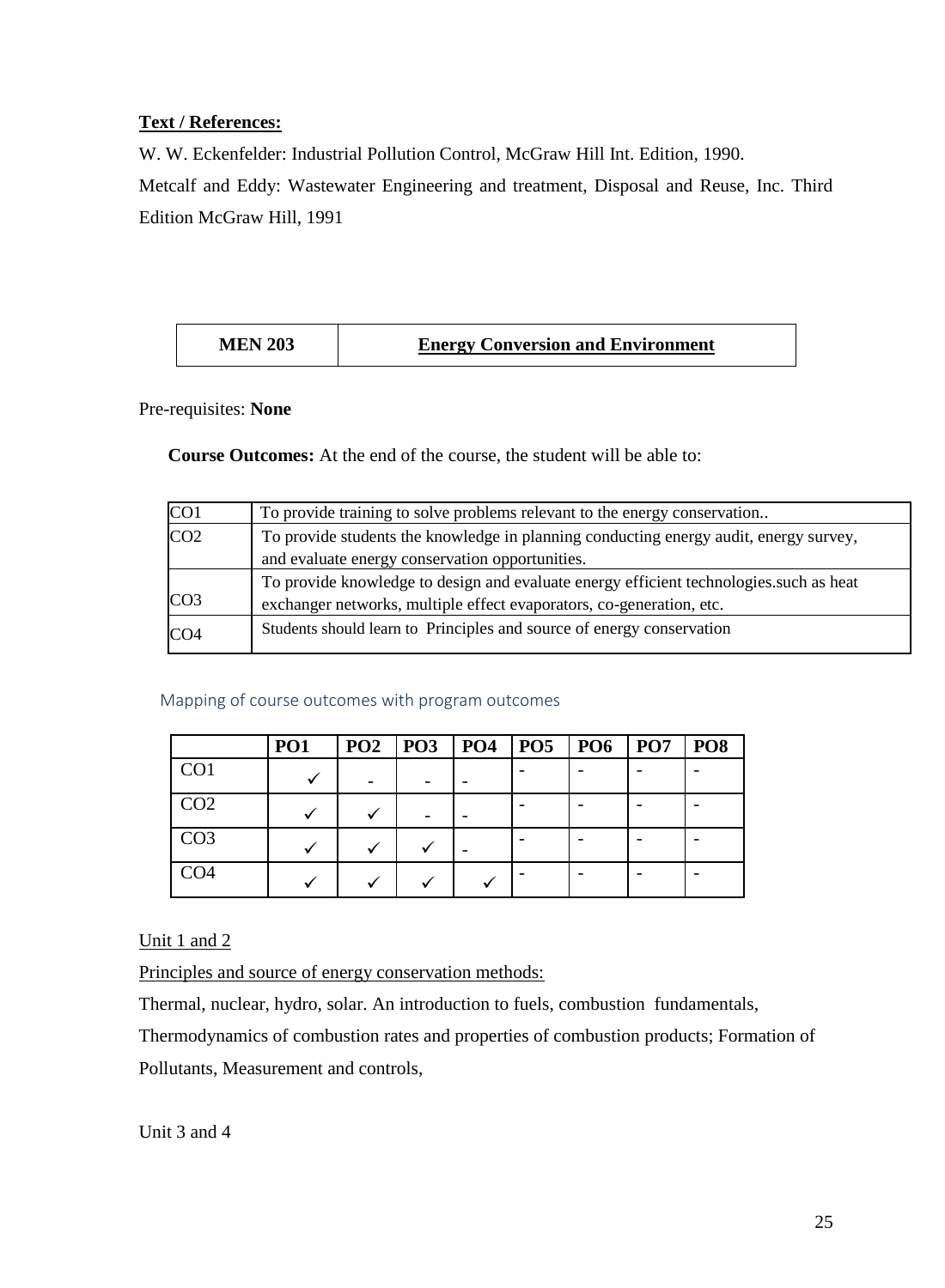**Text / References:**

W. W. Eckenfelder: Industrial Pollution Control, McGraw Hill Int. Edition, 1990.

Metcalf and Eddy: Wastewater Engineering and treatment, Disposal and Reuse, Inc. Third Edition McGraw Hill, 1991

| **MEN 203** | **Energy Conversion and Environment** |
|---|---|

Pre-requisites: **None**

**Course Outcomes:** At the end of the course, the student will be able to:

| | |
|---|---|
| CO1 | To provide training to solve problems relevant to the energy conservation.. |
| CO2 | To provide students the knowledge in planning conducting energy audit, energy survey, and evaluate energy conservation opportunities. |
| CO3 | To provide knowledge to design and evaluate energy efficient technologies.such as heat exchanger networks, multiple effect evaporators, co-generation, etc. |
| CO4 | Students should learn to Principles and source of energy conservation |

Mapping of course outcomes with program outcomes

| | PO1 | PO2 | PO3 | PO4 | PO5 | PO6 | PO7 | PO8 |
|---|---|---|---|---|---|---|---|---|
| CO1 | ✓ | - | - | - | - | - | - | - |
| CO2 | ✓ | ✓ | - | - | - | - | - | - |
| CO3 | ✓ | ✓ | ✓ | - | - | - | - | - |
| CO4 | ✓ | ✓ | ✓ | ✓ | - | - | - | - |

Unit 1 and 2

Principles and source of energy conservation methods:

Thermal, nuclear, hydro, solar. An introduction to fuels, combustion fundamentals, Thermodynamics of combustion rates and properties of combustion products; Formation of Pollutants, Measurement and controls,

Unit 3 and 4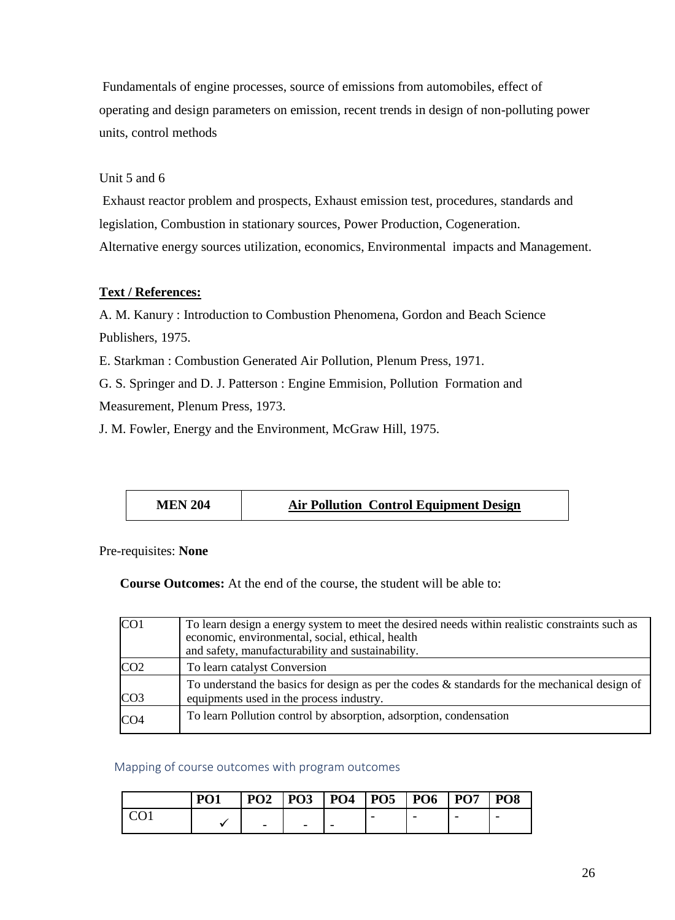Fundamentals of engine processes, source of emissions from automobiles, effect of operating and design parameters on emission, recent trends in design of non-polluting power units, control methods

Unit 5 and 6

Exhaust reactor problem and prospects, Exhaust emission test, procedures, standards and legislation, Combustion in stationary sources, Power Production, Cogeneration. Alternative energy sources utilization, economics, Environmental impacts and Management.

**Text / References:**

A. M. Kanury : Introduction to Combustion Phenomena, Gordon and Beach Science Publishers, 1975.

E. Starkman : Combustion Generated Air Pollution, Plenum Press, 1971.

G. S. Springer and D. J. Patterson : Engine Emmision, Pollution Formation and Measurement, Plenum Press, 1973.

J. M. Fowler, Energy and the Environment, McGraw Hill, 1975.

| **MEN 204** | **Air Pollution Control Equipment Design** |
|---|---|

Pre-requisites: **None**

**Course Outcomes:** At the end of the course, the student will be able to:

| | |
|---|---|
| CO1 | To learn design a energy system to meet the desired needs within realistic constraints such as economic, environmental, social, ethical, health and safety, manufacturability and sustainability. |
| CO2 | To learn catalyst Conversion |
| CO3 | To understand the basics for design as per the codes & standards for the mechanical design of equipments used in the process industry. |
| CO4 | To learn Pollution control by absorption, adsorption, condensation |

Mapping of course outcomes with program outcomes

| | PO1 | PO2 | PO3 | PO4 | PO5 | PO6 | PO7 | PO8 |
|---|---|---|---|---|---|---|---|---|
| CO1 | ✓ | - | - | - | - | - | - | - |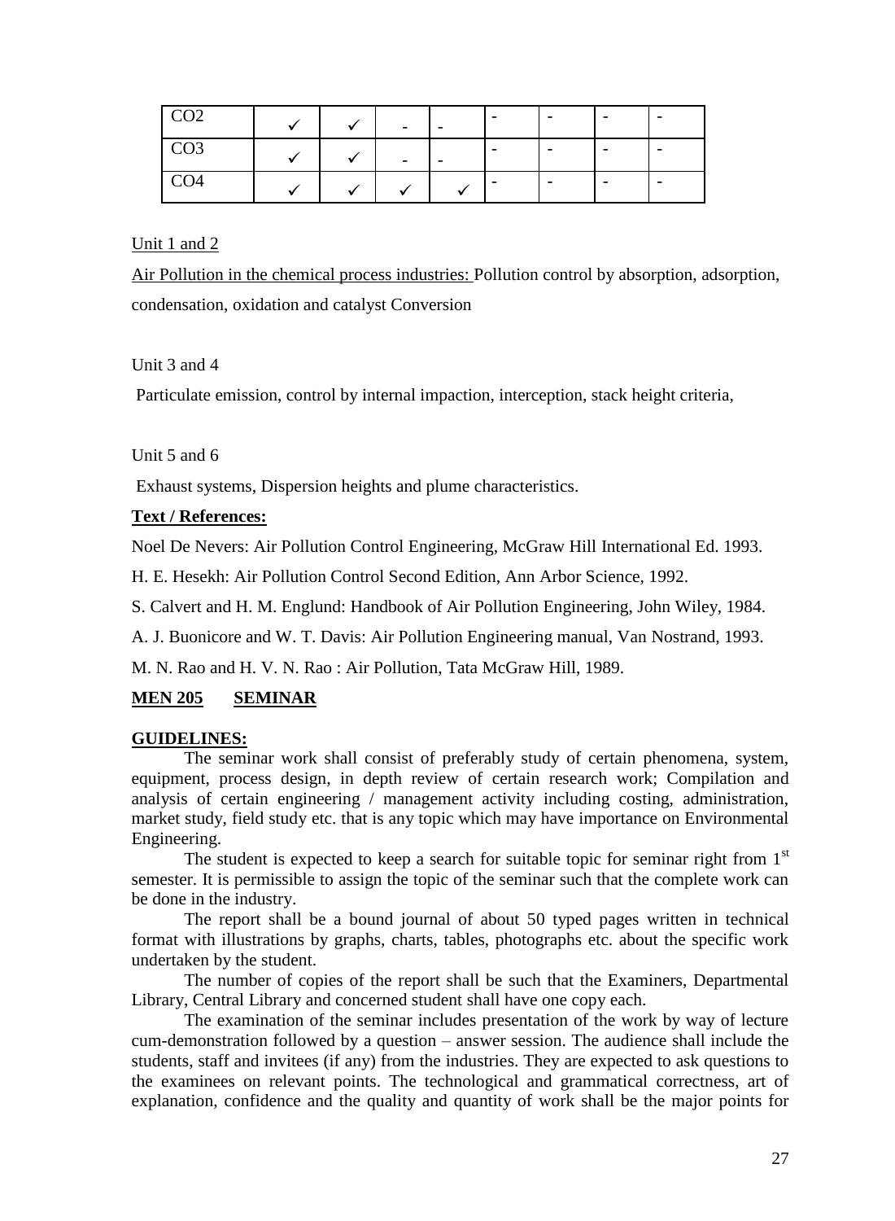| | | | | | | | | |
|---|---|---|---|---|---|---|---|---|
| CO2 | ✓ | ✓ | - | - | - | - | - | - |
| CO3 | ✓ | ✓ | - | - | - | - | - | - |
| CO4 | ✓ | ✓ | ✓ | ✓ | - | - | - | - |

Unit 1 and 2

Air Pollution in the chemical process industries: Pollution control by absorption, adsorption, condensation, oxidation and catalyst Conversion

Unit 3 and 4

Particulate emission, control by internal impaction, interception, stack height criteria,

Unit 5 and 6

Exhaust systems, Dispersion heights and plume characteristics.

**Text / References:**

Noel De Nevers: Air Pollution Control Engineering, McGraw Hill International Ed. 1993.

H. E. Hesekh: Air Pollution Control Second Edition, Ann Arbor Science, 1992.

S. Calvert and H. M. Englund: Handbook of Air Pollution Engineering, John Wiley, 1984.

A. J. Buonicore and W. T. Davis: Air Pollution Engineering manual, Van Nostrand, 1993.

M. N. Rao and H. V. N. Rao : Air Pollution, Tata McGraw Hill, 1989.

## MEN 205 SEMINAR

**GUIDELINES:**

The seminar work shall consist of preferably study of certain phenomena, system, equipment, process design, in depth review of certain research work; Compilation and analysis of certain engineering / management activity including costing, administration, market study, field study etc. that is any topic which may have importance on Environmental Engineering.

The student is expected to keep a search for suitable topic for seminar right from 1st semester. It is permissible to assign the topic of the seminar such that the complete work can be done in the industry.

The report shall be a bound journal of about 50 typed pages written in technical format with illustrations by graphs, charts, tables, photographs etc. about the specific work undertaken by the student.

The number of copies of the report shall be such that the Examiners, Departmental Library, Central Library and concerned student shall have one copy each.

The examination of the seminar includes presentation of the work by way of lecture cum-demonstration followed by a question – answer session. The audience shall include the students, staff and invitees (if any) from the industries. They are expected to ask questions to the examinees on relevant points. The technological and grammatical correctness, art of explanation, confidence and the quality and quantity of work shall be the major points for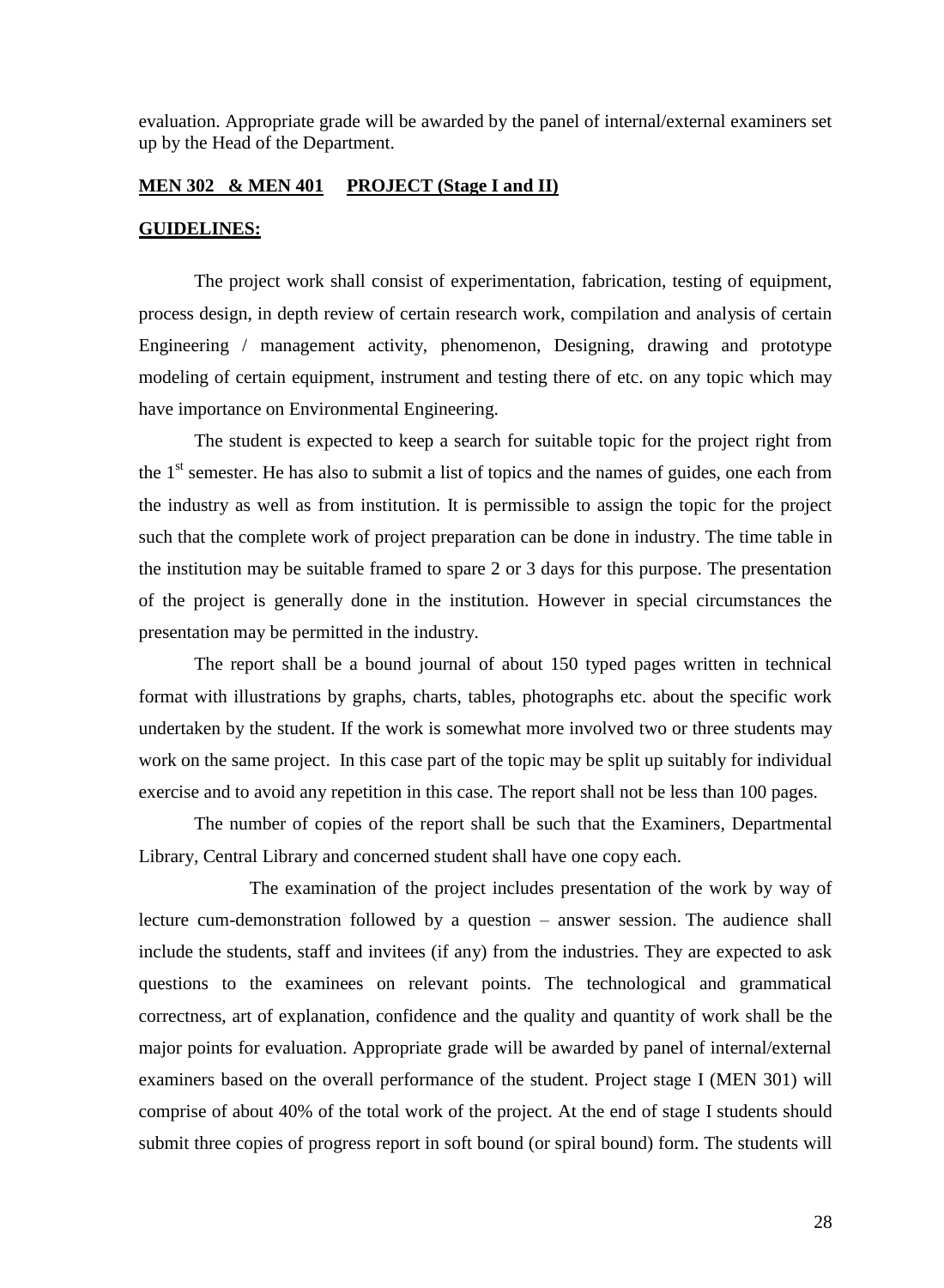evaluation. Appropriate grade will be awarded by the panel of internal/external examiners set up by the Head of the Department.

**MEN 302 & MEN 401 PROJECT (Stage I and II)**

**GUIDELINES:**

The project work shall consist of experimentation, fabrication, testing of equipment, process design, in depth review of certain research work, compilation and analysis of certain Engineering / management activity, phenomenon, Designing, drawing and prototype modeling of certain equipment, instrument and testing there of etc. on any topic which may have importance on Environmental Engineering.

The student is expected to keep a search for suitable topic for the project right from the 1st semester. He has also to submit a list of topics and the names of guides, one each from the industry as well as from institution. It is permissible to assign the topic for the project such that the complete work of project preparation can be done in industry. The time table in the institution may be suitable framed to spare 2 or 3 days for this purpose. The presentation of the project is generally done in the institution. However in special circumstances the presentation may be permitted in the industry.

The report shall be a bound journal of about 150 typed pages written in technical format with illustrations by graphs, charts, tables, photographs etc. about the specific work undertaken by the student. If the work is somewhat more involved two or three students may work on the same project. In this case part of the topic may be split up suitably for individual exercise and to avoid any repetition in this case. The report shall not be less than 100 pages.

The number of copies of the report shall be such that the Examiners, Departmental Library, Central Library and concerned student shall have one copy each.

The examination of the project includes presentation of the work by way of lecture cum-demonstration followed by a question – answer session. The audience shall include the students, staff and invitees (if any) from the industries. They are expected to ask questions to the examinees on relevant points. The technological and grammatical correctness, art of explanation, confidence and the quality and quantity of work shall be the major points for evaluation. Appropriate grade will be awarded by panel of internal/external examiners based on the overall performance of the student. Project stage I (MEN 301) will comprise of about 40% of the total work of the project. At the end of stage I students should submit three copies of progress report in soft bound (or spiral bound) form. The students will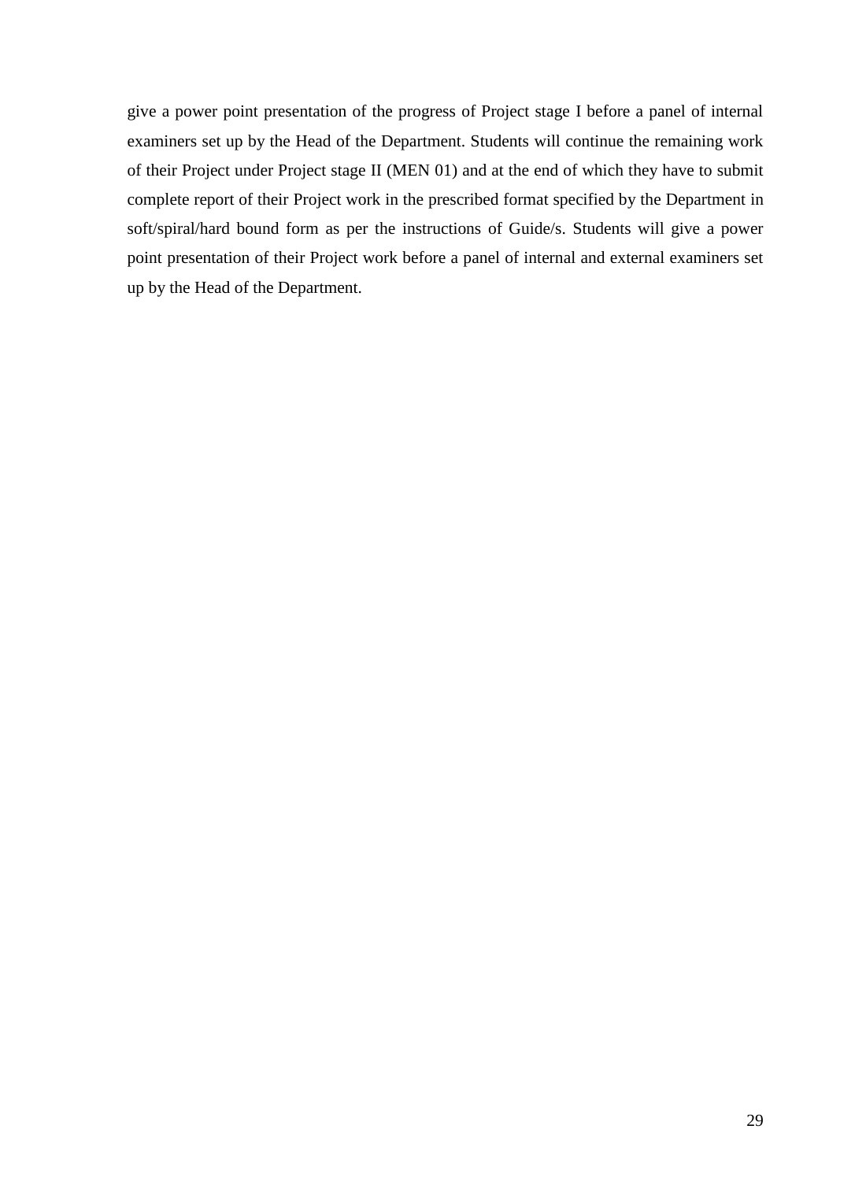give a power point presentation of the progress of Project stage I before a panel of internal examiners set up by the Head of the Department. Students will continue the remaining work of their Project under Project stage II (MEN 01) and at the end of which they have to submit complete report of their Project work in the prescribed format specified by the Department in soft/spiral/hard bound form as per the instructions of Guide/s. Students will give a power point presentation of their Project work before a panel of internal and external examiners set up by the Head of the Department.